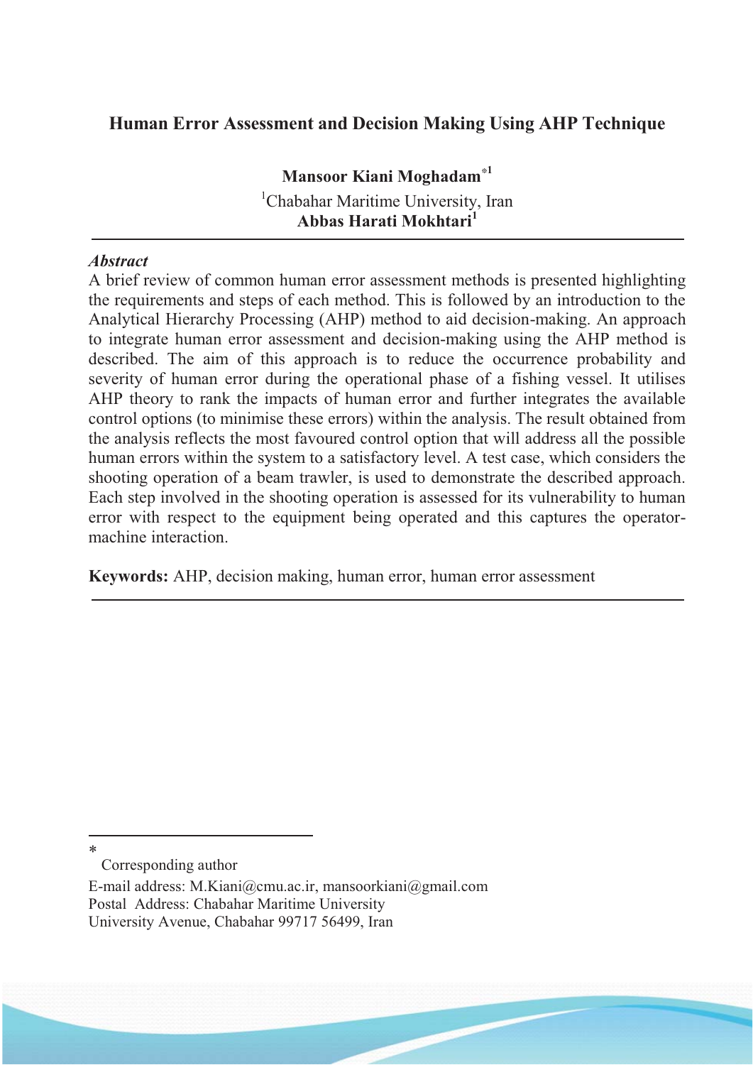# Human Error Assessment and Decision Making Using AHP Technique

**Mansoor Kiani Moghadam**[*1]

[1]Chabahar Maritime University, Iran

**Abbas Harati Mokhtari**[1]

---

***Abstract***

A brief review of common human error assessment methods is presented highlighting the requirements and steps of each method. This is followed by an introduction to the Analytical Hierarchy Processing (AHP) method to aid decision-making. An approach to integrate human error assessment and decision-making using the AHP method is described. The aim of this approach is to reduce the occurrence probability and severity of human error during the operational phase of a fishing vessel. It utilises AHP theory to rank the impacts of human error and further integrates the available control options (to minimise these errors) within the analysis. The result obtained from the analysis reflects the most favoured control option that will address all the possible human errors within the system to a satisfactory level. A test case, which considers the shooting operation of a beam trawler, is used to demonstrate the described approach. Each step involved in the shooting operation is assessed for its vulnerability to human error with respect to the equipment being operated and this captures the operator-machine interaction.

**Keywords:** AHP, decision making, human error, human error assessment

---

[*] Corresponding author

E-mail address: M.Kiani@cmu.ac.ir, mansoorkiani@gmail.com
Postal Address: Chabahar Maritime University
University Avenue, Chabahar 99717 56499, Iran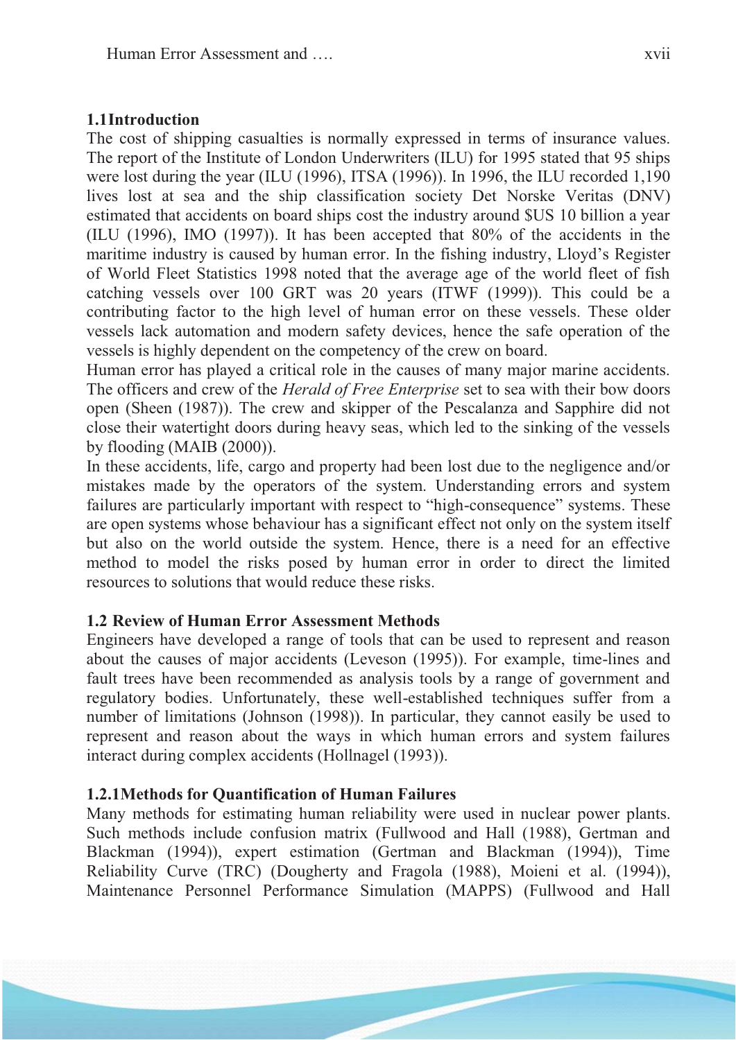## 1.1 Introduction

The cost of shipping casualties is normally expressed in terms of insurance values. The report of the Institute of London Underwriters (ILU) for 1995 stated that 95 ships were lost during the year (ILU (1996), ITSA (1996)). In 1996, the ILU recorded 1,190 lives lost at sea and the ship classification society Det Norske Veritas (DNV) estimated that accidents on board ships cost the industry around $US 10 billion a year (ILU (1996), IMO (1997)). It has been accepted that 80% of the accidents in the maritime industry is caused by human error. In the fishing industry, Lloyd's Register of World Fleet Statistics 1998 noted that the average age of the world fleet of fish catching vessels over 100 GRT was 20 years (ITWF (1999)). This could be a contributing factor to the high level of human error on these vessels. These older vessels lack automation and modern safety devices, hence the safe operation of the vessels is highly dependent on the competency of the crew on board.

Human error has played a critical role in the causes of many major marine accidents. The officers and crew of the *Herald of Free Enterprise* set to sea with their bow doors open (Sheen (1987)). The crew and skipper of the Pescalanza and Sapphire did not close their watertight doors during heavy seas, which led to the sinking of the vessels by flooding (MAIB (2000)).

In these accidents, life, cargo and property had been lost due to the negligence and/or mistakes made by the operators of the system. Understanding errors and system failures are particularly important with respect to "high-consequence" systems. These are open systems whose behaviour has a significant effect not only on the system itself but also on the world outside the system. Hence, there is a need for an effective method to model the risks posed by human error in order to direct the limited resources to solutions that would reduce these risks.

## 1.2 Review of Human Error Assessment Methods

Engineers have developed a range of tools that can be used to represent and reason about the causes of major accidents (Leveson (1995)). For example, time-lines and fault trees have been recommended as analysis tools by a range of government and regulatory bodies. Unfortunately, these well-established techniques suffer from a number of limitations (Johnson (1998)). In particular, they cannot easily be used to represent and reason about the ways in which human errors and system failures interact during complex accidents (Hollnagel (1993)).

### 1.2.1 Methods for Quantification of Human Failures

Many methods for estimating human reliability were used in nuclear power plants. Such methods include confusion matrix (Fullwood and Hall (1988), Gertman and Blackman (1994)), expert estimation (Gertman and Blackman (1994)), Time Reliability Curve (TRC) (Dougherty and Fragola (1988), Moieni et al. (1994)), Maintenance Personnel Performance Simulation (MAPPS) (Fullwood and Hall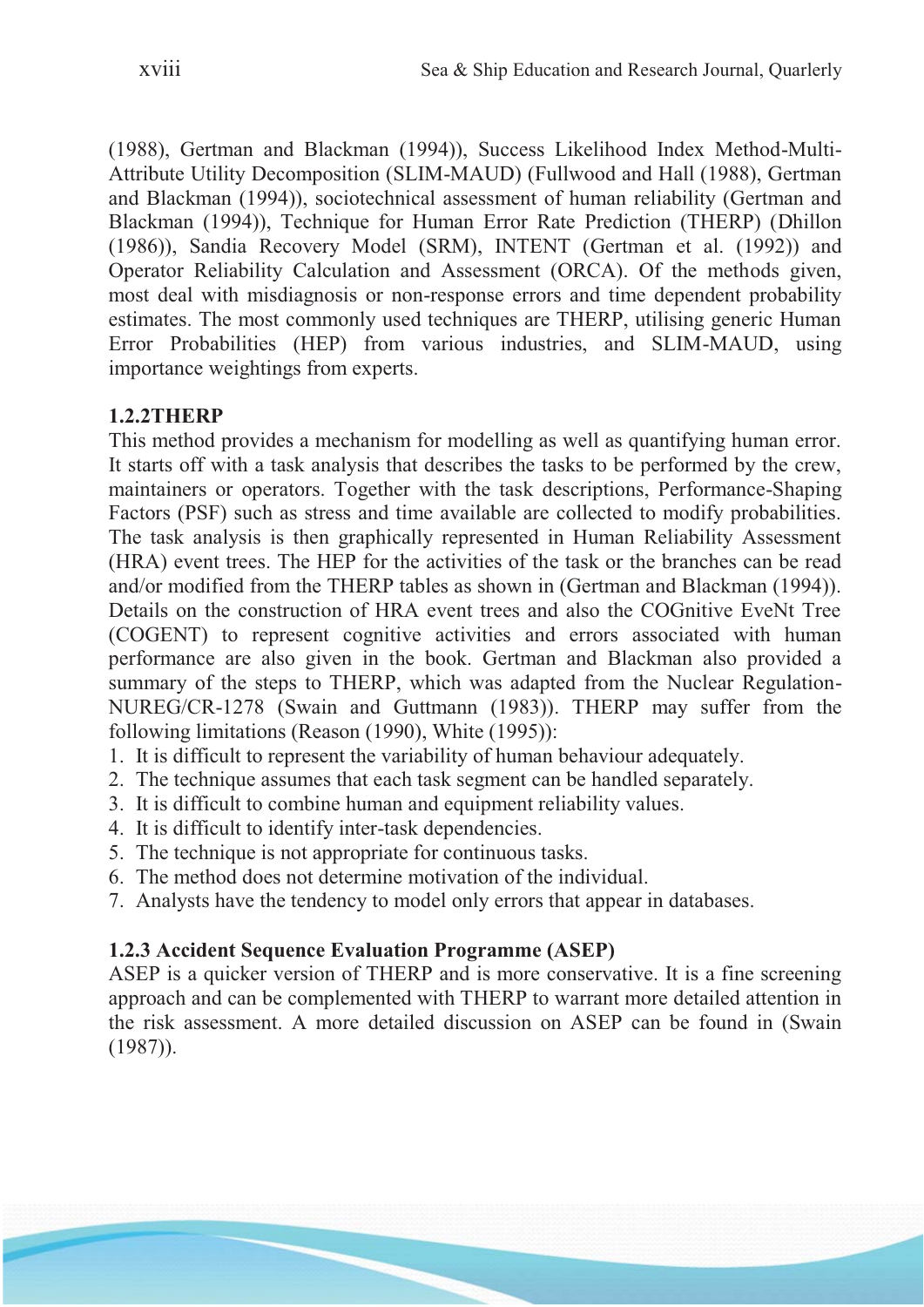(1988), Gertman and Blackman (1994)), Success Likelihood Index Method-Multi-Attribute Utility Decomposition (SLIM-MAUD) (Fullwood and Hall (1988), Gertman and Blackman (1994)), sociotechnical assessment of human reliability (Gertman and Blackman (1994)), Technique for Human Error Rate Prediction (THERP) (Dhillon (1986)), Sandia Recovery Model (SRM), INTENT (Gertman et al. (1992)) and Operator Reliability Calculation and Assessment (ORCA). Of the methods given, most deal with misdiagnosis or non-response errors and time dependent probability estimates. The most commonly used techniques are THERP, utilising generic Human Error Probabilities (HEP) from various industries, and SLIM-MAUD, using importance weightings from experts.

### 1.2.2THERP

This method provides a mechanism for modelling as well as quantifying human error. It starts off with a task analysis that describes the tasks to be performed by the crew, maintainers or operators. Together with the task descriptions, Performance-Shaping Factors (PSF) such as stress and time available are collected to modify probabilities. The task analysis is then graphically represented in Human Reliability Assessment (HRA) event trees. The HEP for the activities of the task or the branches can be read and/or modified from the THERP tables as shown in (Gertman and Blackman (1994)). Details on the construction of HRA event trees and also the COGnitive EveNt Tree (COGENT) to represent cognitive activities and errors associated with human performance are also given in the book. Gertman and Blackman also provided a summary of the steps to THERP, which was adapted from the Nuclear Regulation-NUREG/CR-1278 (Swain and Guttmann (1983)). THERP may suffer from the following limitations (Reason (1990), White (1995)):

1. It is difficult to represent the variability of human behaviour adequately.
2. The technique assumes that each task segment can be handled separately.
3. It is difficult to combine human and equipment reliability values.
4. It is difficult to identify inter-task dependencies.
5. The technique is not appropriate for continuous tasks.
6. The method does not determine motivation of the individual.
7. Analysts have the tendency to model only errors that appear in databases.

### 1.2.3 Accident Sequence Evaluation Programme (ASEP)

ASEP is a quicker version of THERP and is more conservative. It is a fine screening approach and can be complemented with THERP to warrant more detailed attention in the risk assessment. A more detailed discussion on ASEP can be found in (Swain (1987)).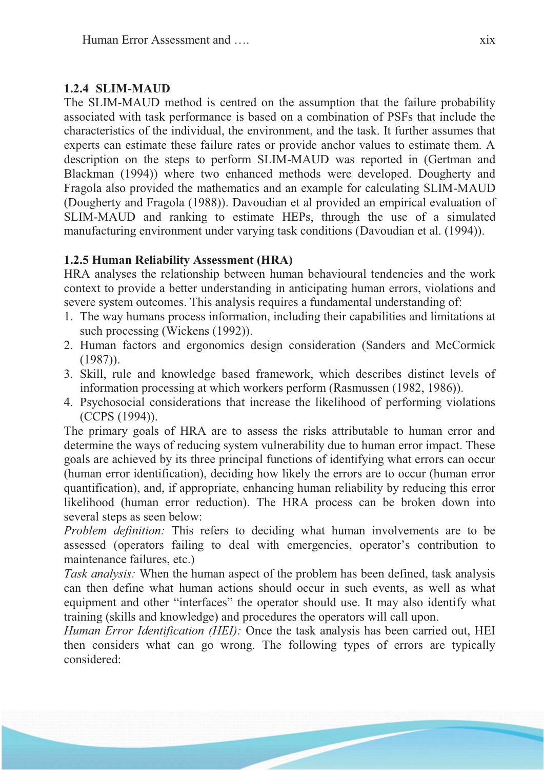### 1.2.4 SLIM-MAUD

The SLIM-MAUD method is centred on the assumption that the failure probability associated with task performance is based on a combination of PSFs that include the characteristics of the individual, the environment, and the task. It further assumes that experts can estimate these failure rates or provide anchor values to estimate them. A description on the steps to perform SLIM-MAUD was reported in (Gertman and Blackman (1994)) where two enhanced methods were developed. Dougherty and Fragola also provided the mathematics and an example for calculating SLIM-MAUD (Dougherty and Fragola (1988)). Davoudian et al provided an empirical evaluation of SLIM-MAUD and ranking to estimate HEPs, through the use of a simulated manufacturing environment under varying task conditions (Davoudian et al. (1994)).

### 1.2.5 Human Reliability Assessment (HRA)

HRA analyses the relationship between human behavioural tendencies and the work context to provide a better understanding in anticipating human errors, violations and severe system outcomes. This analysis requires a fundamental understanding of:

1. The way humans process information, including their capabilities and limitations at such processing (Wickens (1992)).
2. Human factors and ergonomics design consideration (Sanders and McCormick (1987)).
3. Skill, rule and knowledge based framework, which describes distinct levels of information processing at which workers perform (Rasmussen (1982, 1986)).
4. Psychosocial considerations that increase the likelihood of performing violations (CCPS (1994)).

The primary goals of HRA are to assess the risks attributable to human error and determine the ways of reducing system vulnerability due to human error impact. These goals are achieved by its three principal functions of identifying what errors can occur (human error identification), deciding how likely the errors are to occur (human error quantification), and, if appropriate, enhancing human reliability by reducing this error likelihood (human error reduction). The HRA process can be broken down into several steps as seen below:

*Problem definition:* This refers to deciding what human involvements are to be assessed (operators failing to deal with emergencies, operator's contribution to maintenance failures, etc.)

*Task analysis:* When the human aspect of the problem has been defined, task analysis can then define what human actions should occur in such events, as well as what equipment and other "interfaces" the operator should use. It may also identify what training (skills and knowledge) and procedures the operators will call upon.

*Human Error Identification (HEI):* Once the task analysis has been carried out, HEI then considers what can go wrong. The following types of errors are typically considered: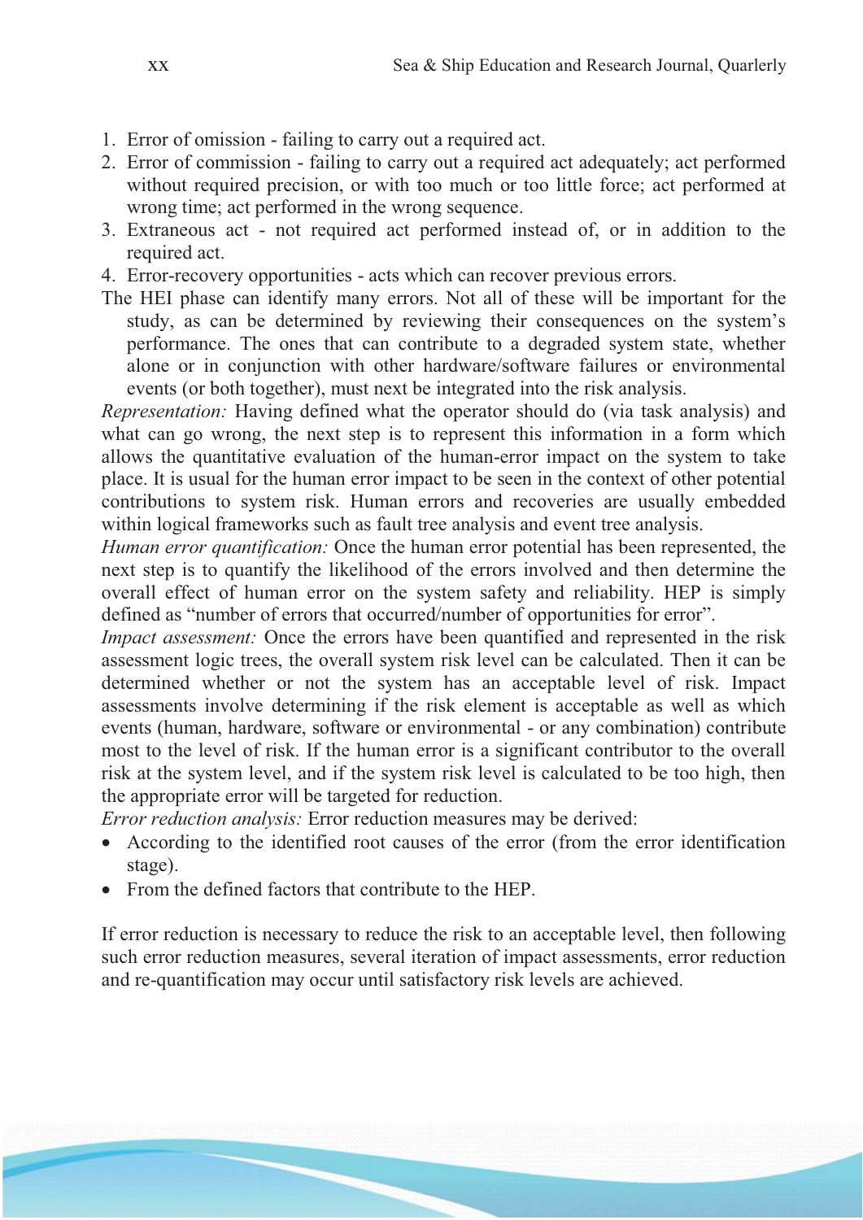1. Error of omission - failing to carry out a required act.
2. Error of commission - failing to carry out a required act adequately; act performed without required precision, or with too much or too little force; act performed at wrong time; act performed in the wrong sequence.
3. Extraneous act - not required act performed instead of, or in addition to the required act.
4. Error-recovery opportunities - acts which can recover previous errors.

The HEI phase can identify many errors. Not all of these will be important for the study, as can be determined by reviewing their consequences on the system's performance. The ones that can contribute to a degraded system state, whether alone or in conjunction with other hardware/software failures or environmental events (or both together), must next be integrated into the risk analysis.

*Representation:* Having defined what the operator should do (via task analysis) and what can go wrong, the next step is to represent this information in a form which allows the quantitative evaluation of the human-error impact on the system to take place. It is usual for the human error impact to be seen in the context of other potential contributions to system risk. Human errors and recoveries are usually embedded within logical frameworks such as fault tree analysis and event tree analysis.

*Human error quantification:* Once the human error potential has been represented, the next step is to quantify the likelihood of the errors involved and then determine the overall effect of human error on the system safety and reliability. HEP is simply defined as "number of errors that occurred/number of opportunities for error".

*Impact assessment:* Once the errors have been quantified and represented in the risk assessment logic trees, the overall system risk level can be calculated. Then it can be determined whether or not the system has an acceptable level of risk. Impact assessments involve determining if the risk element is acceptable as well as which events (human, hardware, software or environmental - or any combination) contribute most to the level of risk. If the human error is a significant contributor to the overall risk at the system level, and if the system risk level is calculated to be too high, then the appropriate error will be targeted for reduction.

*Error reduction analysis:* Error reduction measures may be derived:

- According to the identified root causes of the error (from the error identification stage).
- From the defined factors that contribute to the HEP.

If error reduction is necessary to reduce the risk to an acceptable level, then following such error reduction measures, several iteration of impact assessments, error reduction and re-quantification may occur until satisfactory risk levels are achieved.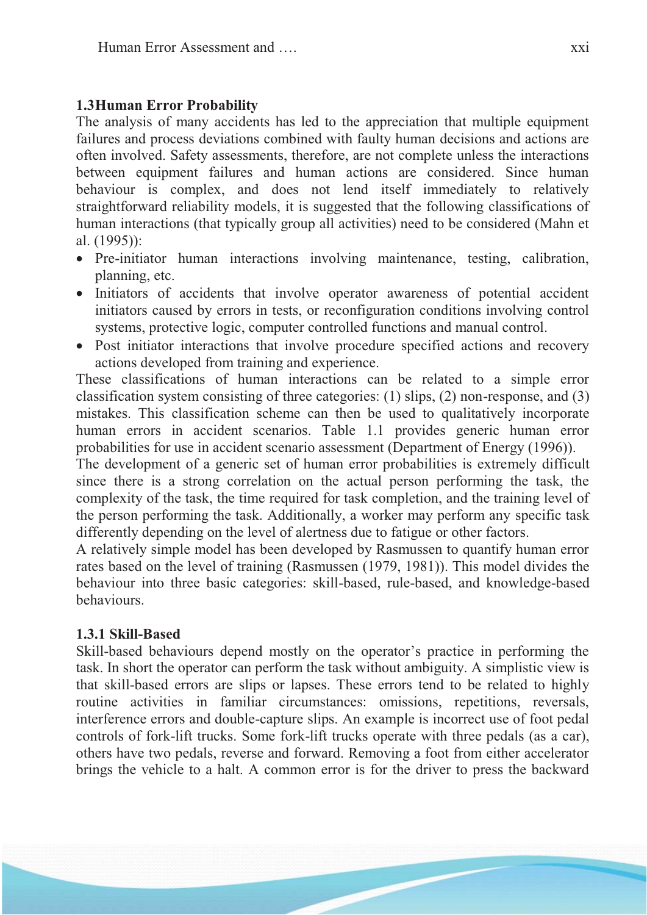## 1.3 Human Error Probability

The analysis of many accidents has led to the appreciation that multiple equipment failures and process deviations combined with faulty human decisions and actions are often involved. Safety assessments, therefore, are not complete unless the interactions between equipment failures and human actions are considered. Since human behaviour is complex, and does not lend itself immediately to relatively straightforward reliability models, it is suggested that the following classifications of human interactions (that typically group all activities) need to be considered (Mahn et al. (1995)):

- Pre-initiator human interactions involving maintenance, testing, calibration, planning, etc.
- Initiators of accidents that involve operator awareness of potential accident initiators caused by errors in tests, or reconfiguration conditions involving control systems, protective logic, computer controlled functions and manual control.
- Post initiator interactions that involve procedure specified actions and recovery actions developed from training and experience.

These classifications of human interactions can be related to a simple error classification system consisting of three categories: (1) slips, (2) non-response, and (3) mistakes. This classification scheme can then be used to qualitatively incorporate human errors in accident scenarios. Table 1.1 provides generic human error probabilities for use in accident scenario assessment (Department of Energy (1996)).

The development of a generic set of human error probabilities is extremely difficult since there is a strong correlation on the actual person performing the task, the complexity of the task, the time required for task completion, and the training level of the person performing the task. Additionally, a worker may perform any specific task differently depending on the level of alertness due to fatigue or other factors.

A relatively simple model has been developed by Rasmussen to quantify human error rates based on the level of training (Rasmussen (1979, 1981)). This model divides the behaviour into three basic categories: skill-based, rule-based, and knowledge-based behaviours.

### 1.3.1 Skill-Based

Skill-based behaviours depend mostly on the operator's practice in performing the task. In short the operator can perform the task without ambiguity. A simplistic view is that skill-based errors are slips or lapses. These errors tend to be related to highly routine activities in familiar circumstances: omissions, repetitions, reversals, interference errors and double-capture slips. An example is incorrect use of foot pedal controls of fork-lift trucks. Some fork-lift trucks operate with three pedals (as a car), others have two pedals, reverse and forward. Removing a foot from either accelerator brings the vehicle to a halt. A common error is for the driver to press the backward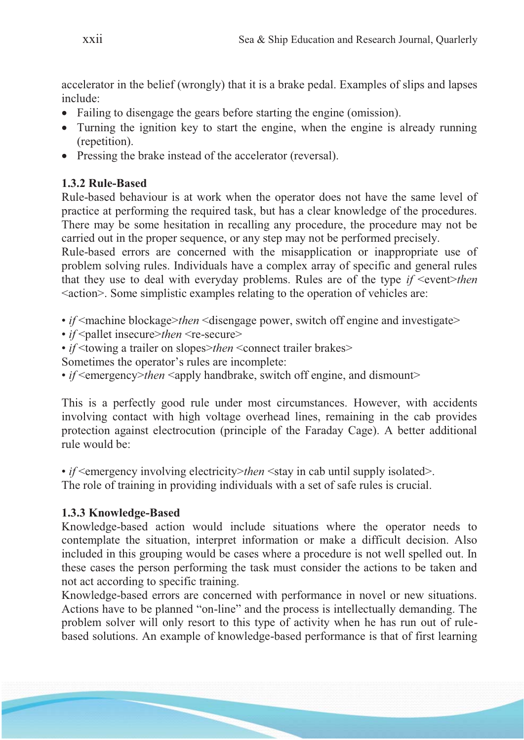accelerator in the belief (wrongly) that it is a brake pedal. Examples of slips and lapses include:

- Failing to disengage the gears before starting the engine (omission).
- Turning the ignition key to start the engine, when the engine is already running (repetition).
- Pressing the brake instead of the accelerator (reversal).

### 1.3.2 Rule-Based

Rule-based behaviour is at work when the operator does not have the same level of practice at performing the required task, but has a clear knowledge of the procedures. There may be some hesitation in recalling any procedure, the procedure may not be carried out in the proper sequence, or any step may not be performed precisely.

Rule-based errors are concerned with the misapplication or inappropriate use of problem solving rules. Individuals have a complex array of specific and general rules that they use to deal with everyday problems. Rules are of the type *if* <event>*then* <action>. Some simplistic examples relating to the operation of vehicles are:

- *if* <machine blockage>*then* <disengage power, switch off engine and investigate>
- *if* <pallet insecure>*then* <re-secure>
- *if* <towing a trailer on slopes>*then* <connect trailer brakes>

Sometimes the operator's rules are incomplete:

- *if* <emergency>*then* <apply handbrake, switch off engine, and dismount>

This is a perfectly good rule under most circumstances. However, with accidents involving contact with high voltage overhead lines, remaining in the cab provides protection against electrocution (principle of the Faraday Cage). A better additional rule would be:

- *if* <emergency involving electricity>*then* <stay in cab until supply isolated>.

The role of training in providing individuals with a set of safe rules is crucial.

### 1.3.3 Knowledge-Based

Knowledge-based action would include situations where the operator needs to contemplate the situation, interpret information or make a difficult decision. Also included in this grouping would be cases where a procedure is not well spelled out. In these cases the person performing the task must consider the actions to be taken and not act according to specific training.

Knowledge-based errors are concerned with performance in novel or new situations. Actions have to be planned "on-line" and the process is intellectually demanding. The problem solver will only resort to this type of activity when he has run out of rule-based solutions. An example of knowledge-based performance is that of first learning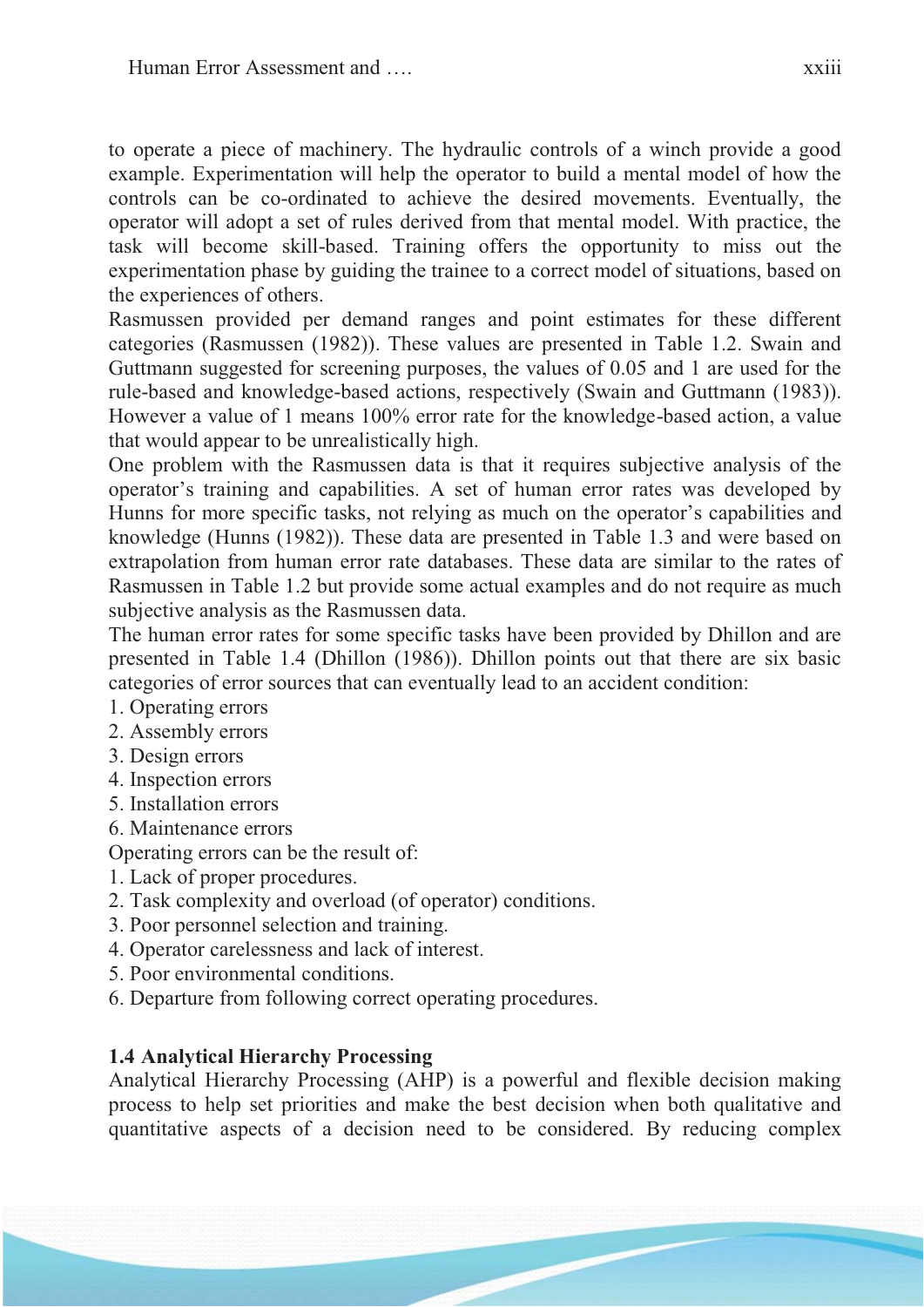to operate a piece of machinery. The hydraulic controls of a winch provide a good example. Experimentation will help the operator to build a mental model of how the controls can be co-ordinated to achieve the desired movements. Eventually, the operator will adopt a set of rules derived from that mental model. With practice, the task will become skill-based. Training offers the opportunity to miss out the experimentation phase by guiding the trainee to a correct model of situations, based on the experiences of others.

Rasmussen provided per demand ranges and point estimates for these different categories (Rasmussen (1982)). These values are presented in Table 1.2. Swain and Guttmann suggested for screening purposes, the values of 0.05 and 1 are used for the rule-based and knowledge-based actions, respectively (Swain and Guttmann (1983)). However a value of 1 means 100% error rate for the knowledge-based action, a value that would appear to be unrealistically high.

One problem with the Rasmussen data is that it requires subjective analysis of the operator's training and capabilities. A set of human error rates was developed by Hunns for more specific tasks, not relying as much on the operator's capabilities and knowledge (Hunns (1982)). These data are presented in Table 1.3 and were based on extrapolation from human error rate databases. These data are similar to the rates of Rasmussen in Table 1.2 but provide some actual examples and do not require as much subjective analysis as the Rasmussen data.

The human error rates for some specific tasks have been provided by Dhillon and are presented in Table 1.4 (Dhillon (1986)). Dhillon points out that there are six basic categories of error sources that can eventually lead to an accident condition:

1. Operating errors
2. Assembly errors
3. Design errors
4. Inspection errors
5. Installation errors
6. Maintenance errors

Operating errors can be the result of:

1. Lack of proper procedures.
2. Task complexity and overload (of operator) conditions.
3. Poor personnel selection and training.
4. Operator carelessness and lack of interest.
5. Poor environmental conditions.
6. Departure from following correct operating procedures.

## 1.4 Analytical Hierarchy Processing

Analytical Hierarchy Processing (AHP) is a powerful and flexible decision making process to help set priorities and make the best decision when both qualitative and quantitative aspects of a decision need to be considered. By reducing complex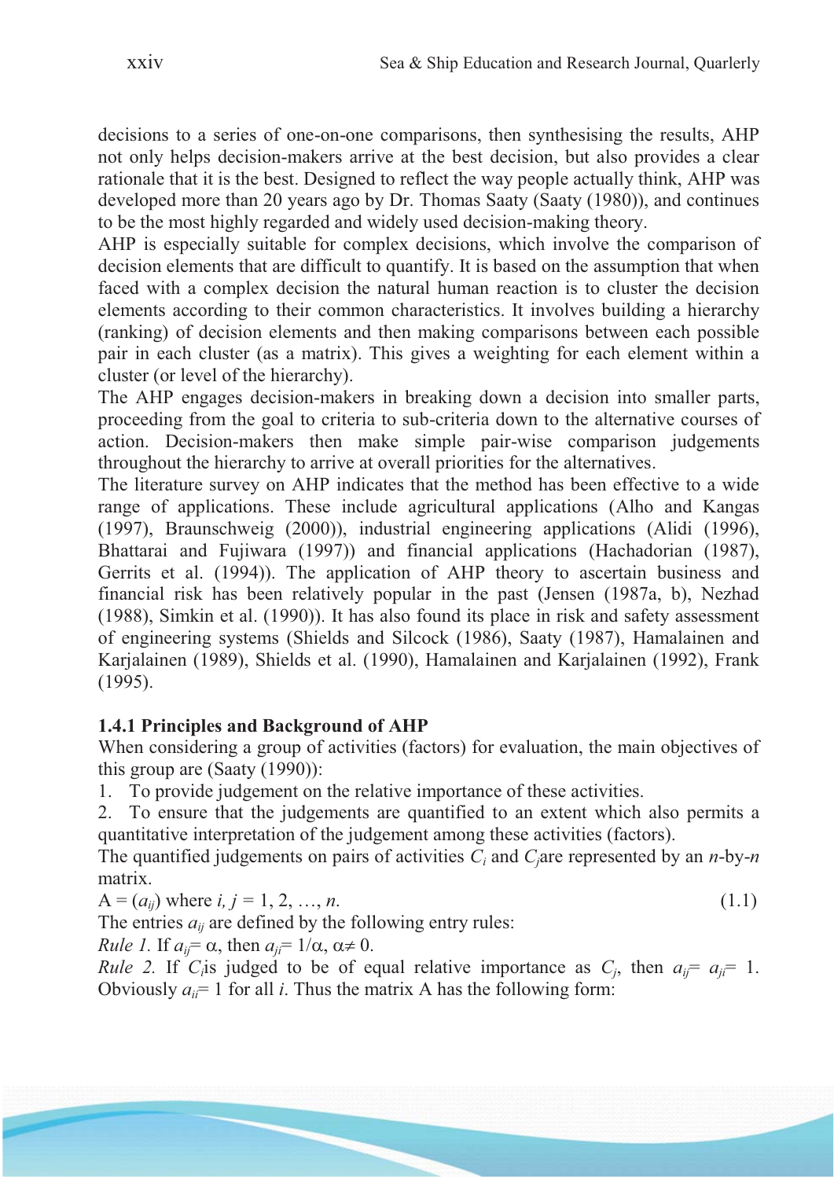decisions to a series of one-on-one comparisons, then synthesising the results, AHP not only helps decision-makers arrive at the best decision, but also provides a clear rationale that it is the best. Designed to reflect the way people actually think, AHP was developed more than 20 years ago by Dr. Thomas Saaty (Saaty (1980)), and continues to be the most highly regarded and widely used decision-making theory.

AHP is especially suitable for complex decisions, which involve the comparison of decision elements that are difficult to quantify. It is based on the assumption that when faced with a complex decision the natural human reaction is to cluster the decision elements according to their common characteristics. It involves building a hierarchy (ranking) of decision elements and then making comparisons between each possible pair in each cluster (as a matrix). This gives a weighting for each element within a cluster (or level of the hierarchy).

The AHP engages decision-makers in breaking down a decision into smaller parts, proceeding from the goal to criteria to sub-criteria down to the alternative courses of action. Decision-makers then make simple pair-wise comparison judgements throughout the hierarchy to arrive at overall priorities for the alternatives.

The literature survey on AHP indicates that the method has been effective to a wide range of applications. These include agricultural applications (Alho and Kangas (1997), Braunschweig (2000)), industrial engineering applications (Alidi (1996), Bhattarai and Fujiwara (1997)) and financial applications (Hachadorian (1987), Gerrits et al. (1994)). The application of AHP theory to ascertain business and financial risk has been relatively popular in the past (Jensen (1987a, b), Nezhad (1988), Simkin et al. (1990)). It has also found its place in risk and safety assessment of engineering systems (Shields and Silcock (1986), Saaty (1987), Hamalainen and Karjalainen (1989), Shields et al. (1990), Hamalainen and Karjalainen (1992), Frank (1995).

### 1.4.1 Principles and Background of AHP

When considering a group of activities (factors) for evaluation, the main objectives of this group are (Saaty (1990)):

1. To provide judgement on the relative importance of these activities.
2. To ensure that the judgements are quantified to an extent which also permits a quantitative interpretation of the judgement among these activities (factors).

The quantified judgements on pairs of activities $C_i$ and $C_j$ are represented by an $n$-by-$n$ matrix.

$$A = (a_{ij}) \text{ where } i, j = 1, 2, \ldots, n. \tag{1.1}$$

The entries $a_{ij}$ are defined by the following entry rules:

*Rule 1.* If $a_{ij} = \alpha$, then $a_{ji} = 1/\alpha$, $\alpha \neq 0$.

*Rule 2.* If $C_i$ is judged to be of equal relative importance as $C_j$, then $a_{ij} = a_{ji} = 1$. Obviously $a_{ii} = 1$ for all $i$. Thus the matrix A has the following form: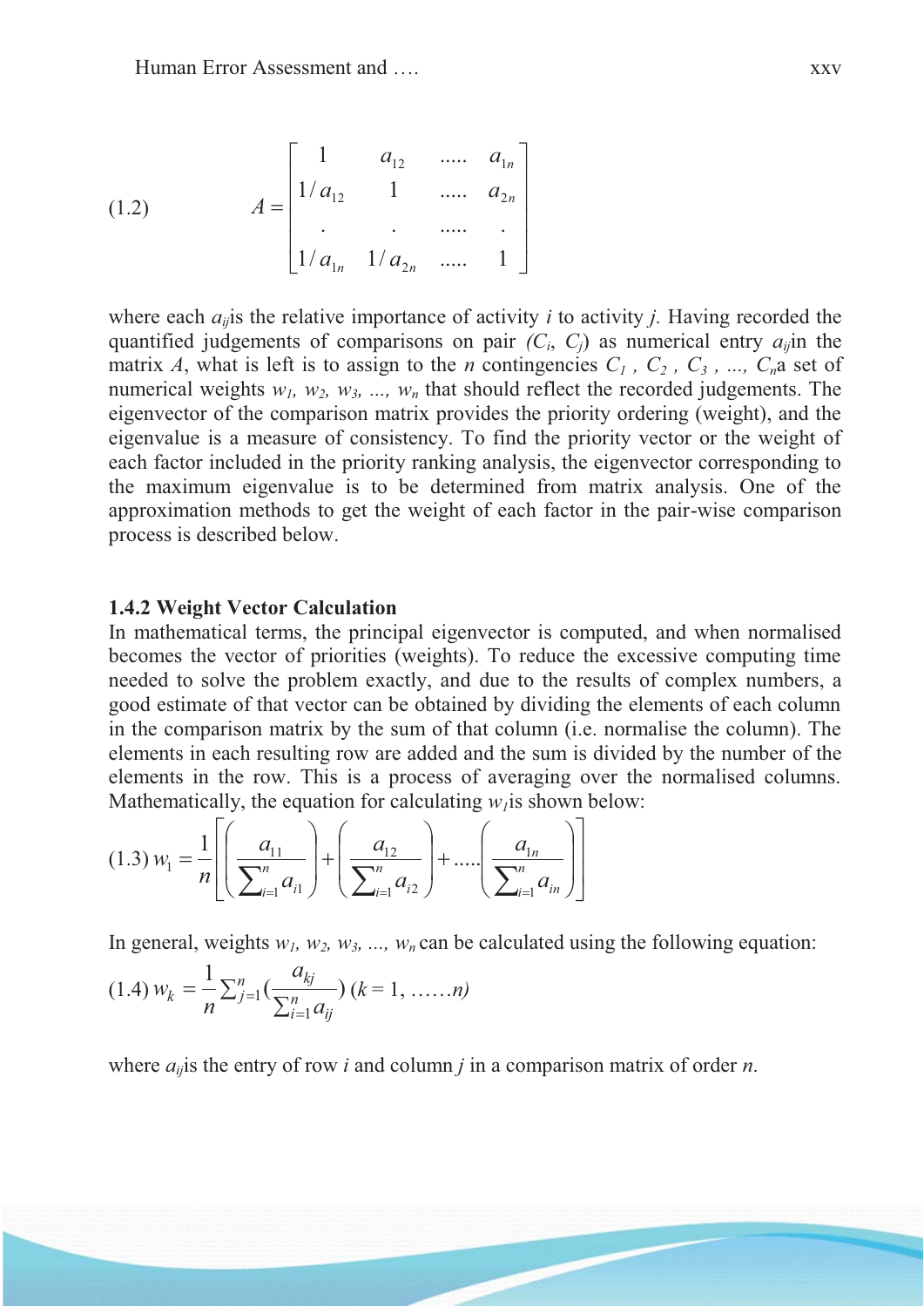$$(1.2) \qquad A = \begin{bmatrix} 1 & a_{12} & \ldots\ldots & a_{1n} \\ 1/a_{12} & 1 & \ldots\ldots & a_{2n} \\ . & . & \ldots\ldots & . \\ 1/a_{1n} & 1/a_{2n} & \ldots\ldots & 1 \end{bmatrix}$$

where each $a_{ij}$ is the relative importance of activity $i$ to activity $j$. Having recorded the quantified judgements of comparisons on pair $(C_i, C_j)$ as numerical entry $a_{ij}$ in the matrix $A$, what is left is to assign to the $n$ contingencies $C_1, C_2, C_3, \ldots, C_n$ a set of numerical weights $w_1, w_2, w_3, \ldots, w_n$ that should reflect the recorded judgements. The eigenvector of the comparison matrix provides the priority ordering (weight), and the eigenvalue is a measure of consistency. To find the priority vector or the weight of each factor included in the priority ranking analysis, the eigenvector corresponding to the maximum eigenvalue is to be determined from matrix analysis. One of the approximation methods to get the weight of each factor in the pair-wise comparison process is described below.

### 1.4.2 Weight Vector Calculation

In mathematical terms, the principal eigenvector is computed, and when normalised becomes the vector of priorities (weights). To reduce the excessive computing time needed to solve the problem exactly, and due to the results of complex numbers, a good estimate of that vector can be obtained by dividing the elements of each column in the comparison matrix by the sum of that column (i.e. normalise the column). The elements in each resulting row are added and the sum is divided by the number of the elements in the row. This is a process of averaging over the normalised columns. Mathematically, the equation for calculating $w_1$ is shown below:

$$(1.3) \; w_1 = \frac{1}{n}\left[\left(\frac{a_{11}}{\sum_{i=1}^{n} a_{i1}}\right) + \left(\frac{a_{12}}{\sum_{i=1}^{n} a_{i2}}\right) + \ldots\ldots\left(\frac{a_{1n}}{\sum_{i=1}^{n} a_{in}}\right)\right]$$

In general, weights $w_1, w_2, w_3, \ldots, w_n$ can be calculated using the following equation:

$$(1.4) \; w_k = \frac{1}{n}\sum_{j=1}^{n}\left(\frac{a_{kj}}{\sum_{i=1}^{n} a_{ij}}\right) \; (k = 1, \ldots\ldots n)$$

where $a_{ij}$ is the entry of row $i$ and column $j$ in a comparison matrix of order $n$.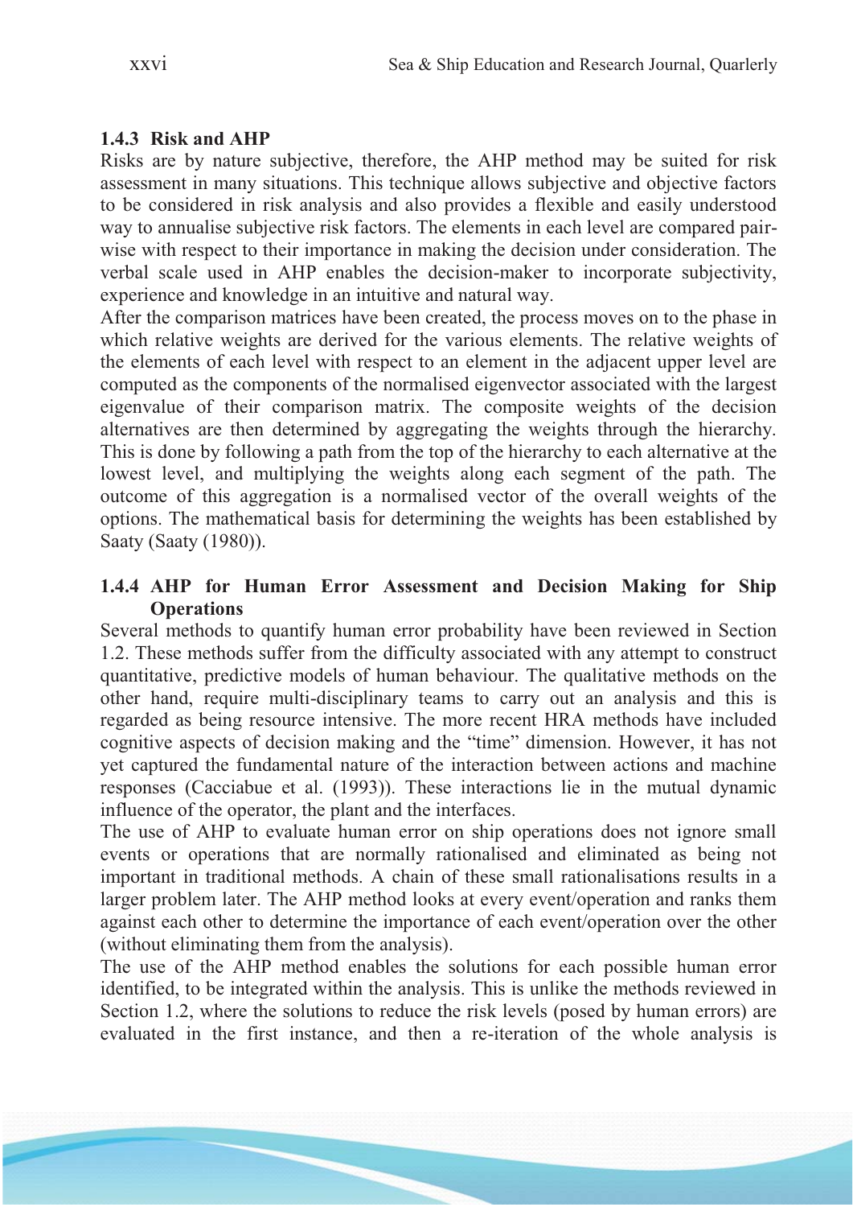### 1.4.3 Risk and AHP

Risks are by nature subjective, therefore, the AHP method may be suited for risk assessment in many situations. This technique allows subjective and objective factors to be considered in risk analysis and also provides a flexible and easily understood way to annualise subjective risk factors. The elements in each level are compared pair-wise with respect to their importance in making the decision under consideration. The verbal scale used in AHP enables the decision-maker to incorporate subjectivity, experience and knowledge in an intuitive and natural way.

After the comparison matrices have been created, the process moves on to the phase in which relative weights are derived for the various elements. The relative weights of the elements of each level with respect to an element in the adjacent upper level are computed as the components of the normalised eigenvector associated with the largest eigenvalue of their comparison matrix. The composite weights of the decision alternatives are then determined by aggregating the weights through the hierarchy. This is done by following a path from the top of the hierarchy to each alternative at the lowest level, and multiplying the weights along each segment of the path. The outcome of this aggregation is a normalised vector of the overall weights of the options. The mathematical basis for determining the weights has been established by Saaty (Saaty (1980)).

### 1.4.4 AHP for Human Error Assessment and Decision Making for Ship Operations

Several methods to quantify human error probability have been reviewed in Section 1.2. These methods suffer from the difficulty associated with any attempt to construct quantitative, predictive models of human behaviour. The qualitative methods on the other hand, require multi-disciplinary teams to carry out an analysis and this is regarded as being resource intensive. The more recent HRA methods have included cognitive aspects of decision making and the "time" dimension. However, it has not yet captured the fundamental nature of the interaction between actions and machine responses (Cacciabue et al. (1993)). These interactions lie in the mutual dynamic influence of the operator, the plant and the interfaces.

The use of AHP to evaluate human error on ship operations does not ignore small events or operations that are normally rationalised and eliminated as being not important in traditional methods. A chain of these small rationalisations results in a larger problem later. The AHP method looks at every event/operation and ranks them against each other to determine the importance of each event/operation over the other (without eliminating them from the analysis).

The use of the AHP method enables the solutions for each possible human error identified, to be integrated within the analysis. This is unlike the methods reviewed in Section 1.2, where the solutions to reduce the risk levels (posed by human errors) are evaluated in the first instance, and then a re-iteration of the whole analysis is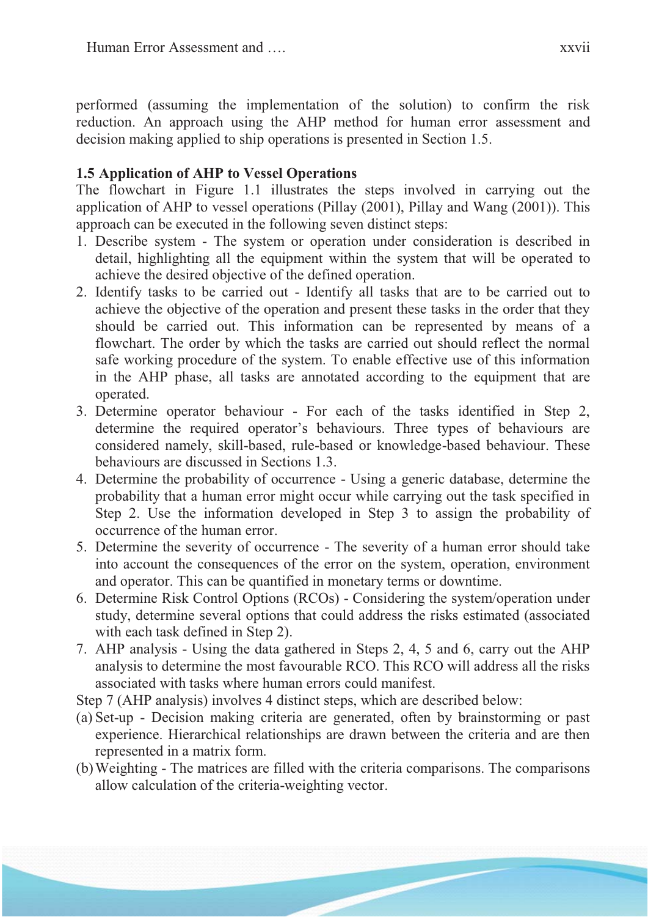performed (assuming the implementation of the solution) to confirm the risk reduction. An approach using the AHP method for human error assessment and decision making applied to ship operations is presented in Section 1.5.

## 1.5 Application of AHP to Vessel Operations

The flowchart in Figure 1.1 illustrates the steps involved in carrying out the application of AHP to vessel operations (Pillay (2001), Pillay and Wang (2001)). This approach can be executed in the following seven distinct steps:

1. Describe system - The system or operation under consideration is described in detail, highlighting all the equipment within the system that will be operated to achieve the desired objective of the defined operation.
2. Identify tasks to be carried out - Identify all tasks that are to be carried out to achieve the objective of the operation and present these tasks in the order that they should be carried out. This information can be represented by means of a flowchart. The order by which the tasks are carried out should reflect the normal safe working procedure of the system. To enable effective use of this information in the AHP phase, all tasks are annotated according to the equipment that are operated.
3. Determine operator behaviour - For each of the tasks identified in Step 2, determine the required operator's behaviours. Three types of behaviours are considered namely, skill-based, rule-based or knowledge-based behaviour. These behaviours are discussed in Sections 1.3.
4. Determine the probability of occurrence - Using a generic database, determine the probability that a human error might occur while carrying out the task specified in Step 2. Use the information developed in Step 3 to assign the probability of occurrence of the human error.
5. Determine the severity of occurrence - The severity of a human error should take into account the consequences of the error on the system, operation, environment and operator. This can be quantified in monetary terms or downtime.
6. Determine Risk Control Options (RCOs) - Considering the system/operation under study, determine several options that could address the risks estimated (associated with each task defined in Step 2).
7. AHP analysis - Using the data gathered in Steps 2, 4, 5 and 6, carry out the AHP analysis to determine the most favourable RCO. This RCO will address all the risks associated with tasks where human errors could manifest.

Step 7 (AHP analysis) involves 4 distinct steps, which are described below:

(a) Set-up - Decision making criteria are generated, often by brainstorming or past experience. Hierarchical relationships are drawn between the criteria and are then represented in a matrix form.

(b) Weighting - The matrices are filled with the criteria comparisons. The comparisons allow calculation of the criteria-weighting vector.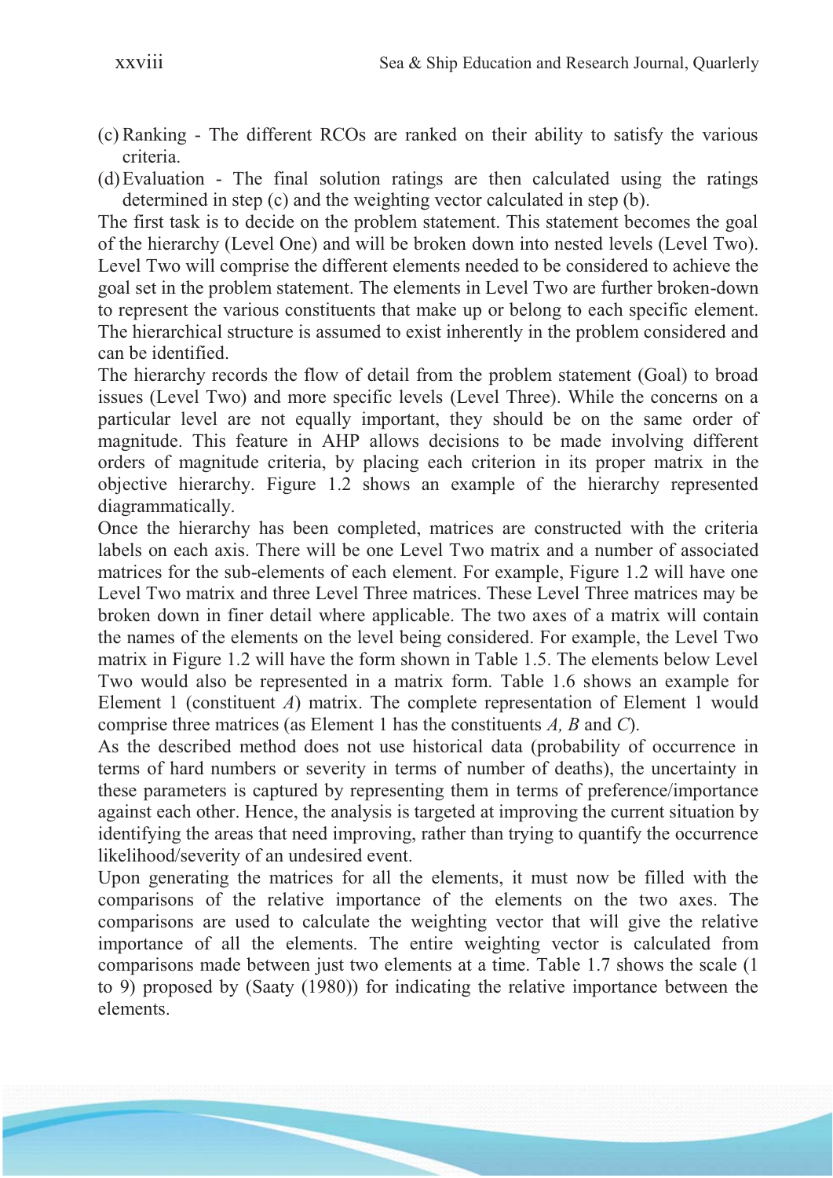(c) Ranking - The different RCOs are ranked on their ability to satisfy the various criteria.

(d) Evaluation - The final solution ratings are then calculated using the ratings determined in step (c) and the weighting vector calculated in step (b).

The first task is to decide on the problem statement. This statement becomes the goal of the hierarchy (Level One) and will be broken down into nested levels (Level Two). Level Two will comprise the different elements needed to be considered to achieve the goal set in the problem statement. The elements in Level Two are further broken-down to represent the various constituents that make up or belong to each specific element. The hierarchical structure is assumed to exist inherently in the problem considered and can be identified.

The hierarchy records the flow of detail from the problem statement (Goal) to broad issues (Level Two) and more specific levels (Level Three). While the concerns on a particular level are not equally important, they should be on the same order of magnitude. This feature in AHP allows decisions to be made involving different orders of magnitude criteria, by placing each criterion in its proper matrix in the objective hierarchy. Figure 1.2 shows an example of the hierarchy represented diagrammatically.

Once the hierarchy has been completed, matrices are constructed with the criteria labels on each axis. There will be one Level Two matrix and a number of associated matrices for the sub-elements of each element. For example, Figure 1.2 will have one Level Two matrix and three Level Three matrices. These Level Three matrices may be broken down in finer detail where applicable. The two axes of a matrix will contain the names of the elements on the level being considered. For example, the Level Two matrix in Figure 1.2 will have the form shown in Table 1.5. The elements below Level Two would also be represented in a matrix form. Table 1.6 shows an example for Element 1 (constituent *A*) matrix. The complete representation of Element 1 would comprise three matrices (as Element 1 has the constituents *A, B* and *C*).

As the described method does not use historical data (probability of occurrence in terms of hard numbers or severity in terms of number of deaths), the uncertainty in these parameters is captured by representing them in terms of preference/importance against each other. Hence, the analysis is targeted at improving the current situation by identifying the areas that need improving, rather than trying to quantify the occurrence likelihood/severity of an undesired event.

Upon generating the matrices for all the elements, it must now be filled with the comparisons of the relative importance of the elements on the two axes. The comparisons are used to calculate the weighting vector that will give the relative importance of all the elements. The entire weighting vector is calculated from comparisons made between just two elements at a time. Table 1.7 shows the scale (1 to 9) proposed by (Saaty (1980)) for indicating the relative importance between the elements.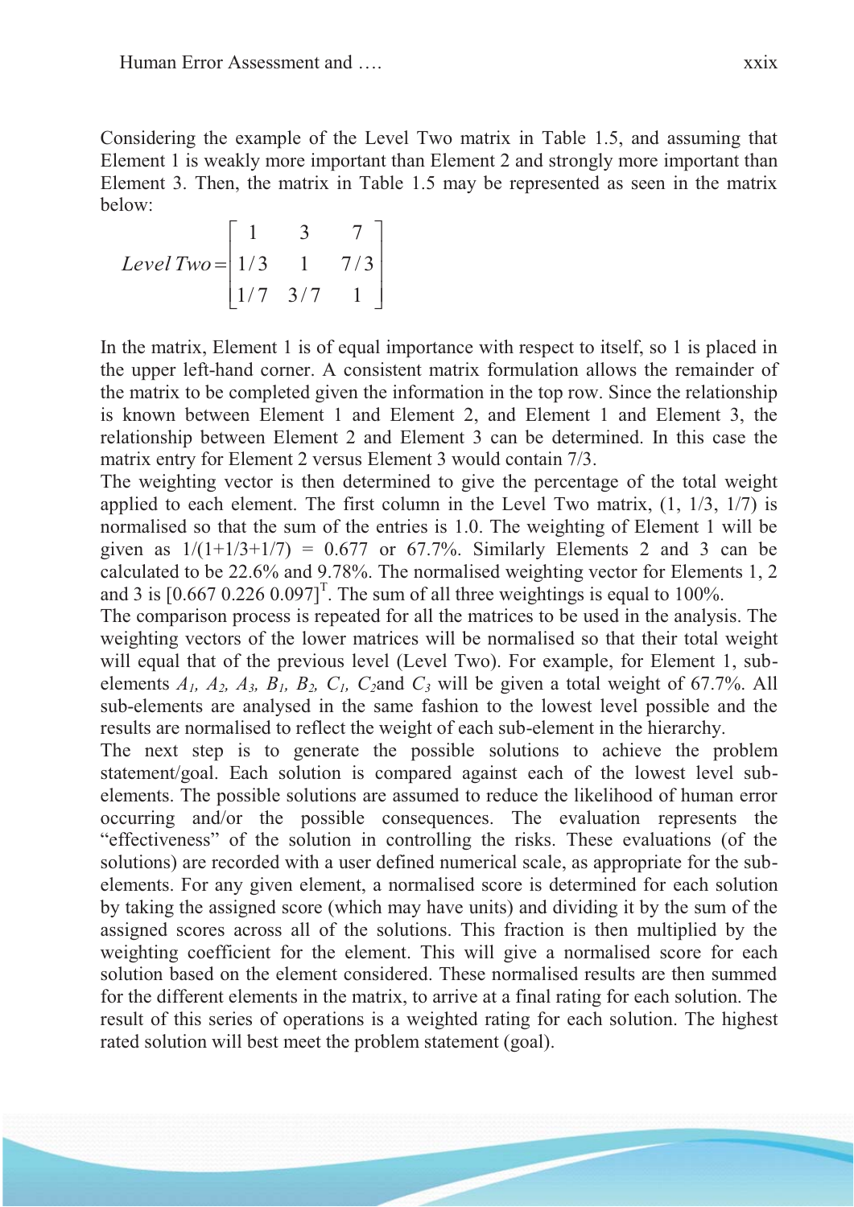Considering the example of the Level Two matrix in Table 1.5, and assuming that Element 1 is weakly more important than Element 2 and strongly more important than Element 3. Then, the matrix in Table 1.5 may be represented as seen in the matrix below:

$$
Level\ Two = \begin{bmatrix} 1 & 3 & 7 \\ 1/3 & 1 & 7/3 \\ 1/7 & 3/7 & 1 \end{bmatrix}
$$

In the matrix, Element 1 is of equal importance with respect to itself, so 1 is placed in the upper left-hand corner. A consistent matrix formulation allows the remainder of the matrix to be completed given the information in the top row. Since the relationship is known between Element 1 and Element 2, and Element 1 and Element 3, the relationship between Element 2 and Element 3 can be determined. In this case the matrix entry for Element 2 versus Element 3 would contain 7/3.

The weighting vector is then determined to give the percentage of the total weight applied to each element. The first column in the Level Two matrix, (1, 1/3, 1/7) is normalised so that the sum of the entries is 1.0. The weighting of Element 1 will be given as 1/(1+1/3+1/7) = 0.677 or 67.7%. Similarly Elements 2 and 3 can be calculated to be 22.6% and 9.78%. The normalised weighting vector for Elements 1, 2 and 3 is $[0.667\ 0.226\ 0.097]^T$. The sum of all three weightings is equal to 100%.

The comparison process is repeated for all the matrices to be used in the analysis. The weighting vectors of the lower matrices will be normalised so that their total weight will equal that of the previous level (Level Two). For example, for Element 1, sub-elements $A_1$, $A_2$, $A_3$, $B_1$, $B_2$, $C_1$, $C_2$ and $C_3$ will be given a total weight of 67.7%. All sub-elements are analysed in the same fashion to the lowest level possible and the results are normalised to reflect the weight of each sub-element in the hierarchy.

The next step is to generate the possible solutions to achieve the problem statement/goal. Each solution is compared against each of the lowest level sub-elements. The possible solutions are assumed to reduce the likelihood of human error occurring and/or the possible consequences. The evaluation represents the "effectiveness" of the solution in controlling the risks. These evaluations (of the solutions) are recorded with a user defined numerical scale, as appropriate for the sub-elements. For any given element, a normalised score is determined for each solution by taking the assigned score (which may have units) and dividing it by the sum of the assigned scores across all of the solutions. This fraction is then multiplied by the weighting coefficient for the element. This will give a normalised score for each solution based on the element considered. These normalised results are then summed for the different elements in the matrix, to arrive at a final rating for each solution. The result of this series of operations is a weighted rating for each solution. The highest rated solution will best meet the problem statement (goal).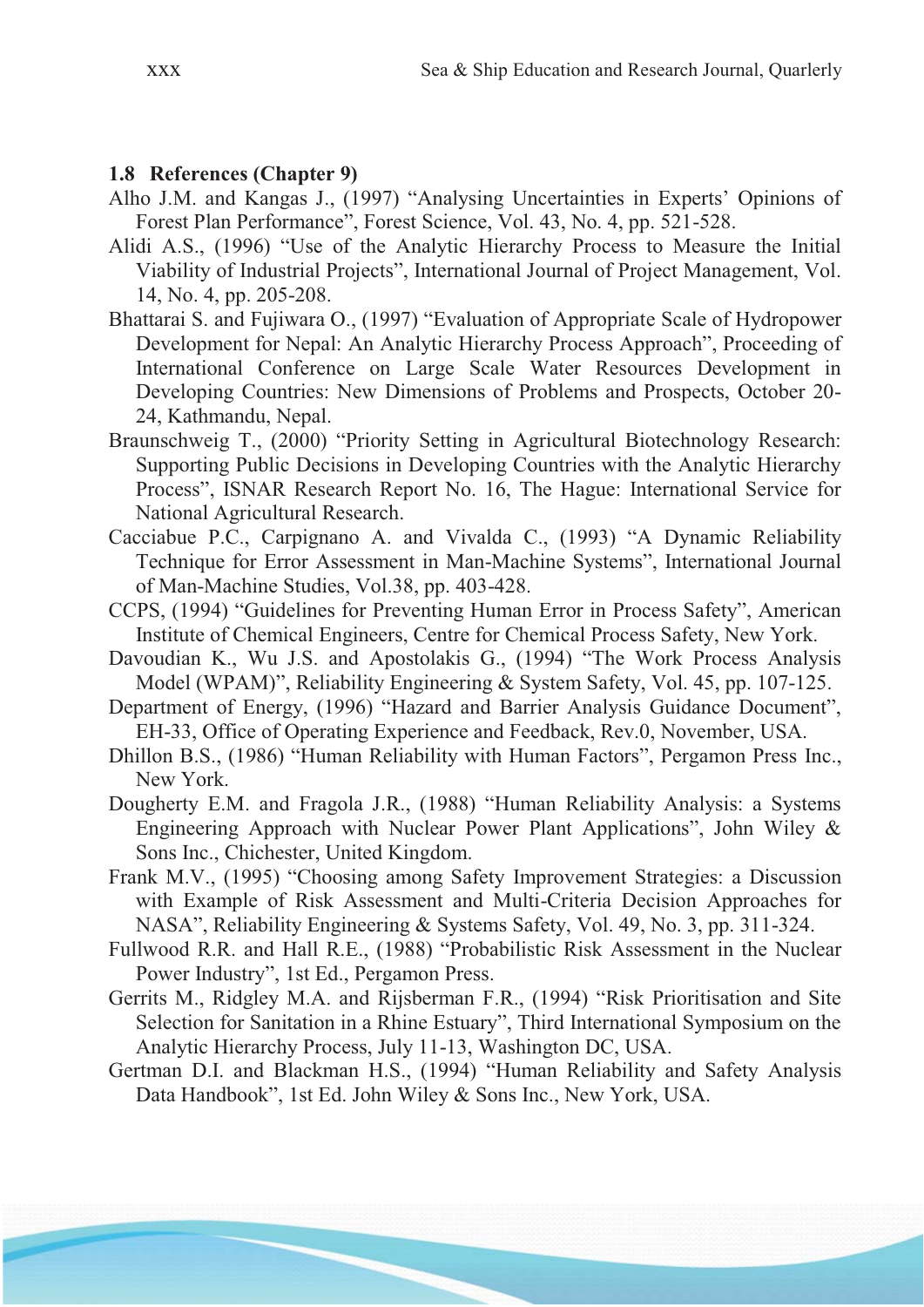### 1.8 References (Chapter 9)

Alho J.M. and Kangas J., (1997) "Analysing Uncertainties in Experts' Opinions of Forest Plan Performance", Forest Science, Vol. 43, No. 4, pp. 521-528.

Alidi A.S., (1996) "Use of the Analytic Hierarchy Process to Measure the Initial Viability of Industrial Projects", International Journal of Project Management, Vol. 14, No. 4, pp. 205-208.

Bhattarai S. and Fujiwara O., (1997) "Evaluation of Appropriate Scale of Hydropower Development for Nepal: An Analytic Hierarchy Process Approach", Proceeding of International Conference on Large Scale Water Resources Development in Developing Countries: New Dimensions of Problems and Prospects, October 20-24, Kathmandu, Nepal.

Braunschweig T., (2000) "Priority Setting in Agricultural Biotechnology Research: Supporting Public Decisions in Developing Countries with the Analytic Hierarchy Process", ISNAR Research Report No. 16, The Hague: International Service for National Agricultural Research.

Cacciabue P.C., Carpignano A. and Vivalda C., (1993) "A Dynamic Reliability Technique for Error Assessment in Man-Machine Systems", International Journal of Man-Machine Studies, Vol.38, pp. 403-428.

CCPS, (1994) "Guidelines for Preventing Human Error in Process Safety", American Institute of Chemical Engineers, Centre for Chemical Process Safety, New York.

Davoudian K., Wu J.S. and Apostolakis G., (1994) "The Work Process Analysis Model (WPAM)", Reliability Engineering & System Safety, Vol. 45, pp. 107-125.

Department of Energy, (1996) "Hazard and Barrier Analysis Guidance Document", EH-33, Office of Operating Experience and Feedback, Rev.0, November, USA.

Dhillon B.S., (1986) "Human Reliability with Human Factors", Pergamon Press Inc., New York.

Dougherty E.M. and Fragola J.R., (1988) "Human Reliability Analysis: a Systems Engineering Approach with Nuclear Power Plant Applications", John Wiley & Sons Inc., Chichester, United Kingdom.

Frank M.V., (1995) "Choosing among Safety Improvement Strategies: a Discussion with Example of Risk Assessment and Multi-Criteria Decision Approaches for NASA", Reliability Engineering & Systems Safety, Vol. 49, No. 3, pp. 311-324.

Fullwood R.R. and Hall R.E., (1988) "Probabilistic Risk Assessment in the Nuclear Power Industry", 1st Ed., Pergamon Press.

Gerrits M., Ridgley M.A. and Rijsberman F.R., (1994) "Risk Prioritisation and Site Selection for Sanitation in a Rhine Estuary", Third International Symposium on the Analytic Hierarchy Process, July 11-13, Washington DC, USA.

Gertman D.I. and Blackman H.S., (1994) "Human Reliability and Safety Analysis Data Handbook", 1st Ed. John Wiley & Sons Inc., New York, USA.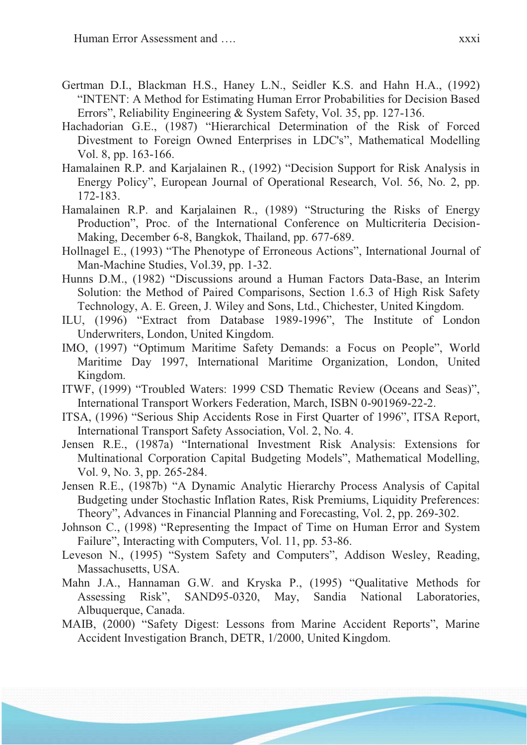Gertman D.I., Blackman H.S., Haney L.N., Seidler K.S. and Hahn H.A., (1992) "INTENT: A Method for Estimating Human Error Probabilities for Decision Based Errors", Reliability Engineering & System Safety, Vol. 35, pp. 127-136.

Hachadorian G.E., (1987) "Hierarchical Determination of the Risk of Forced Divestment to Foreign Owned Enterprises in LDC's", Mathematical Modelling Vol. 8, pp. 163-166.

Hamalainen R.P. and Karjalainen R., (1992) "Decision Support for Risk Analysis in Energy Policy", European Journal of Operational Research, Vol. 56, No. 2, pp. 172-183.

Hamalainen R.P. and Karjalainen R., (1989) "Structuring the Risks of Energy Production", Proc. of the International Conference on Multicriteria Decision-Making, December 6-8, Bangkok, Thailand, pp. 677-689.

Hollnagel E., (1993) "The Phenotype of Erroneous Actions", International Journal of Man-Machine Studies, Vol.39, pp. 1-32.

Hunns D.M., (1982) "Discussions around a Human Factors Data-Base, an Interim Solution: the Method of Paired Comparisons, Section 1.6.3 of High Risk Safety Technology, A. E. Green, J. Wiley and Sons, Ltd., Chichester, United Kingdom.

ILU, (1996) "Extract from Database 1989-1996", The Institute of London Underwriters, London, United Kingdom.

IMO, (1997) "Optimum Maritime Safety Demands: a Focus on People", World Maritime Day 1997, International Maritime Organization, London, United Kingdom.

ITWF, (1999) "Troubled Waters: 1999 CSD Thematic Review (Oceans and Seas)", International Transport Workers Federation, March, ISBN 0-901969-22-2.

ITSA, (1996) "Serious Ship Accidents Rose in First Quarter of 1996", ITSA Report, International Transport Safety Association, Vol. 2, No. 4.

Jensen R.E., (1987a) "International Investment Risk Analysis: Extensions for Multinational Corporation Capital Budgeting Models", Mathematical Modelling, Vol. 9, No. 3, pp. 265-284.

Jensen R.E., (1987b) "A Dynamic Analytic Hierarchy Process Analysis of Capital Budgeting under Stochastic Inflation Rates, Risk Premiums, Liquidity Preferences: Theory", Advances in Financial Planning and Forecasting, Vol. 2, pp. 269-302.

Johnson C., (1998) "Representing the Impact of Time on Human Error and System Failure", Interacting with Computers, Vol. 11, pp. 53-86.

Leveson N., (1995) "System Safety and Computers", Addison Wesley, Reading, Massachusetts, USA.

Mahn J.A., Hannaman G.W. and Kryska P., (1995) "Qualitative Methods for Assessing Risk", SAND95-0320, May, Sandia National Laboratories, Albuquerque, Canada.

MAIB, (2000) "Safety Digest: Lessons from Marine Accident Reports", Marine Accident Investigation Branch, DETR, 1/2000, United Kingdom.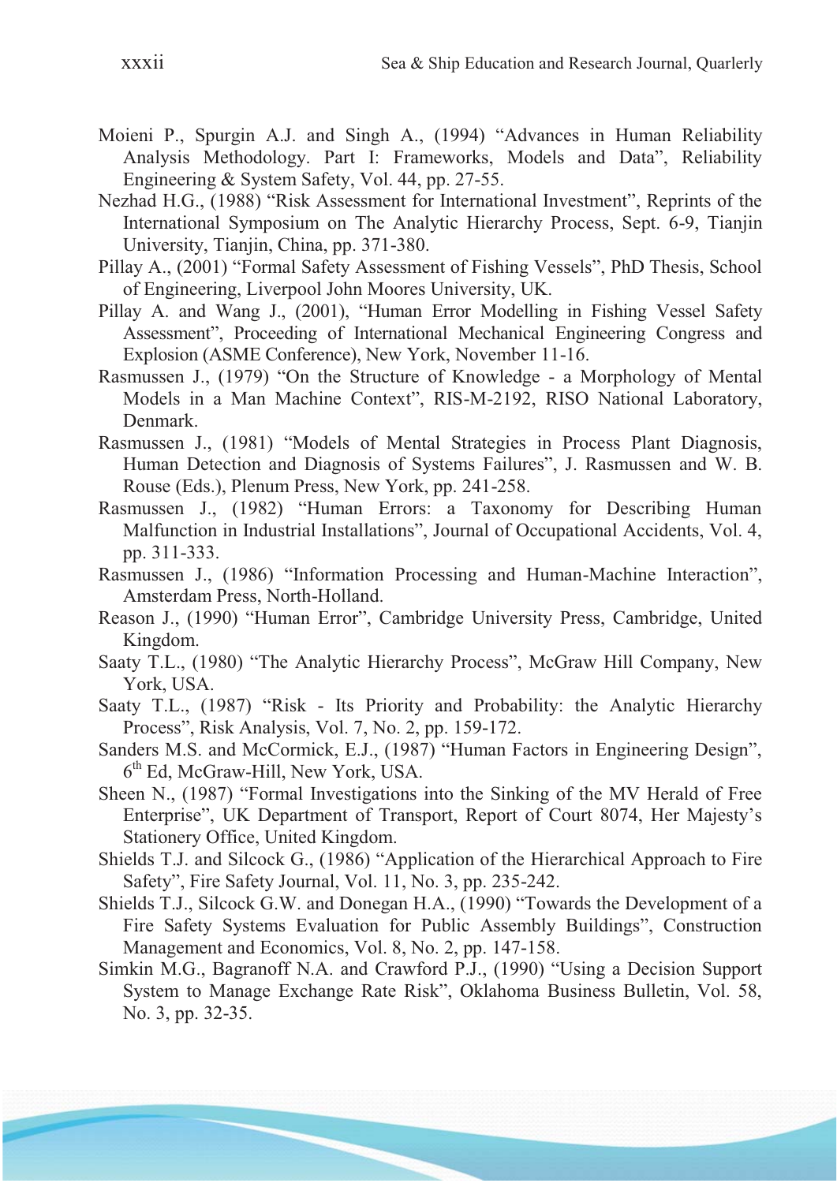Moieni P., Spurgin A.J. and Singh A., (1994) "Advances in Human Reliability Analysis Methodology. Part I: Frameworks, Models and Data", Reliability Engineering & System Safety, Vol. 44, pp. 27-55.

Nezhad H.G., (1988) "Risk Assessment for International Investment", Reprints of the International Symposium on The Analytic Hierarchy Process, Sept. 6-9, Tianjin University, Tianjin, China, pp. 371-380.

Pillay A., (2001) "Formal Safety Assessment of Fishing Vessels", PhD Thesis, School of Engineering, Liverpool John Moores University, UK.

Pillay A. and Wang J., (2001), "Human Error Modelling in Fishing Vessel Safety Assessment", Proceeding of International Mechanical Engineering Congress and Explosion (ASME Conference), New York, November 11-16.

Rasmussen J., (1979) "On the Structure of Knowledge - a Morphology of Mental Models in a Man Machine Context", RIS-M-2192, RISO National Laboratory, Denmark.

Rasmussen J., (1981) "Models of Mental Strategies in Process Plant Diagnosis, Human Detection and Diagnosis of Systems Failures", J. Rasmussen and W. B. Rouse (Eds.), Plenum Press, New York, pp. 241-258.

Rasmussen J., (1982) "Human Errors: a Taxonomy for Describing Human Malfunction in Industrial Installations", Journal of Occupational Accidents, Vol. 4, pp. 311-333.

Rasmussen J., (1986) "Information Processing and Human-Machine Interaction", Amsterdam Press, North-Holland.

Reason J., (1990) "Human Error", Cambridge University Press, Cambridge, United Kingdom.

Saaty T.L., (1980) "The Analytic Hierarchy Process", McGraw Hill Company, New York, USA.

Saaty T.L., (1987) "Risk - Its Priority and Probability: the Analytic Hierarchy Process", Risk Analysis, Vol. 7, No. 2, pp. 159-172.

Sanders M.S. and McCormick, E.J., (1987) "Human Factors in Engineering Design", 6th Ed, McGraw-Hill, New York, USA.

Sheen N., (1987) "Formal Investigations into the Sinking of the MV Herald of Free Enterprise", UK Department of Transport, Report of Court 8074, Her Majesty's Stationery Office, United Kingdom.

Shields T.J. and Silcock G., (1986) "Application of the Hierarchical Approach to Fire Safety", Fire Safety Journal, Vol. 11, No. 3, pp. 235-242.

Shields T.J., Silcock G.W. and Donegan H.A., (1990) "Towards the Development of a Fire Safety Systems Evaluation for Public Assembly Buildings", Construction Management and Economics, Vol. 8, No. 2, pp. 147-158.

Simkin M.G., Bagranoff N.A. and Crawford P.J., (1990) "Using a Decision Support System to Manage Exchange Rate Risk", Oklahoma Business Bulletin, Vol. 58, No. 3, pp. 32-35.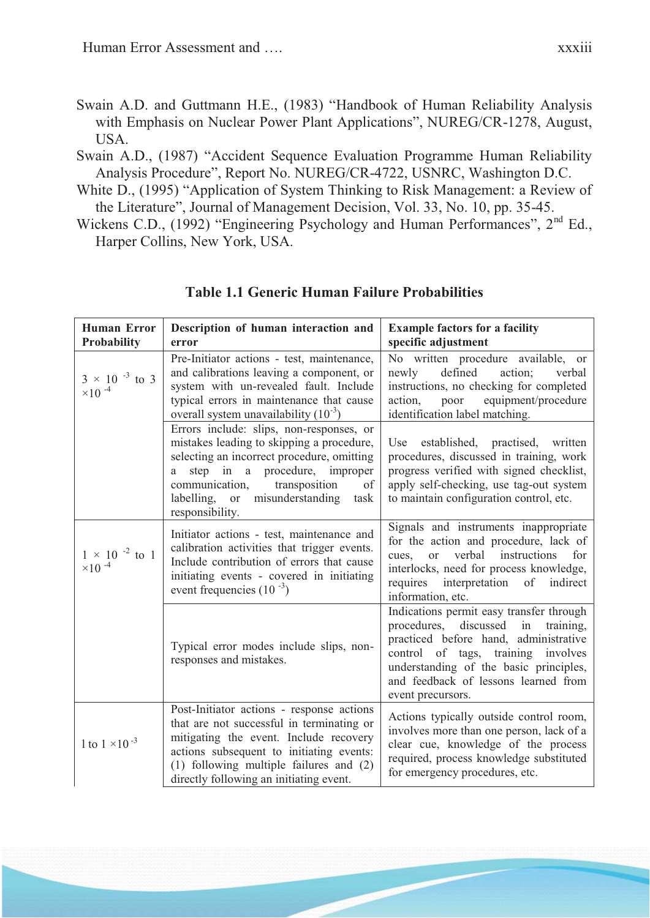Swain A.D. and Guttmann H.E., (1983) "Handbook of Human Reliability Analysis with Emphasis on Nuclear Power Plant Applications", NUREG/CR-1278, August, USA.

Swain A.D., (1987) "Accident Sequence Evaluation Programme Human Reliability Analysis Procedure", Report No. NUREG/CR-4722, USNRC, Washington D.C.

White D., (1995) "Application of System Thinking to Risk Management: a Review of the Literature", Journal of Management Decision, Vol. 33, No. 10, pp. 35-45.

Wickens C.D., (1992) "Engineering Psychology and Human Performances", 2nd Ed., Harper Collins, New York, USA.

**Table 1.1 Generic Human Failure Probabilities**

| Human Error Probability | Description of human interaction and error | Example factors for a facility specific adjustment |
|---|---|---|
| $3 \times 10^{-3}$ to $3 \times 10^{-4}$ | Pre-Initiator actions - test, maintenance, and calibrations leaving a component, or system with un-revealed fault. Include typical errors in maintenance that cause overall system unavailability ($10^{-3}$) | No written procedure available, or newly defined action; verbal instructions, no checking for completed action, poor equipment/procedure identification label matching. |
| | Errors include: slips, non-responses, or mistakes leading to skipping a procedure, selecting an incorrect procedure, omitting a step in a procedure, improper communication, transposition of labelling, or misunderstanding task responsibility. | Use established, practised, written procedures, discussed in training, work progress verified with signed checklist, apply self-checking, use tag-out system to maintain configuration control, etc. |
| $1 \times 10^{-2}$ to $1 \times 10^{-4}$ | Initiator actions - test, maintenance and calibration activities that trigger events. Include contribution of errors that cause initiating events - covered in initiating event frequencies ($10^{-3}$) | Signals and instruments inappropriate for the action and procedure, lack of cues, or verbal instructions for interlocks, need for process knowledge, requires interpretation of indirect information, etc. |
| | Typical error modes include slips, non-responses and mistakes. | Indications permit easy transfer through procedures, discussed in training, practiced before hand, administrative control of tags, training involves understanding of the basic principles, and feedback of lessons learned from event precursors. |
| 1 to $1 \times 10^{-3}$ | Post-Initiator actions - response actions that are not successful in terminating or mitigating the event. Include recovery actions subsequent to initiating events: (1) following multiple failures and (2) directly following an initiating event. | Actions typically outside control room, involves more than one person, lack of a clear cue, knowledge of the process required, process knowledge substituted for emergency procedures, etc. |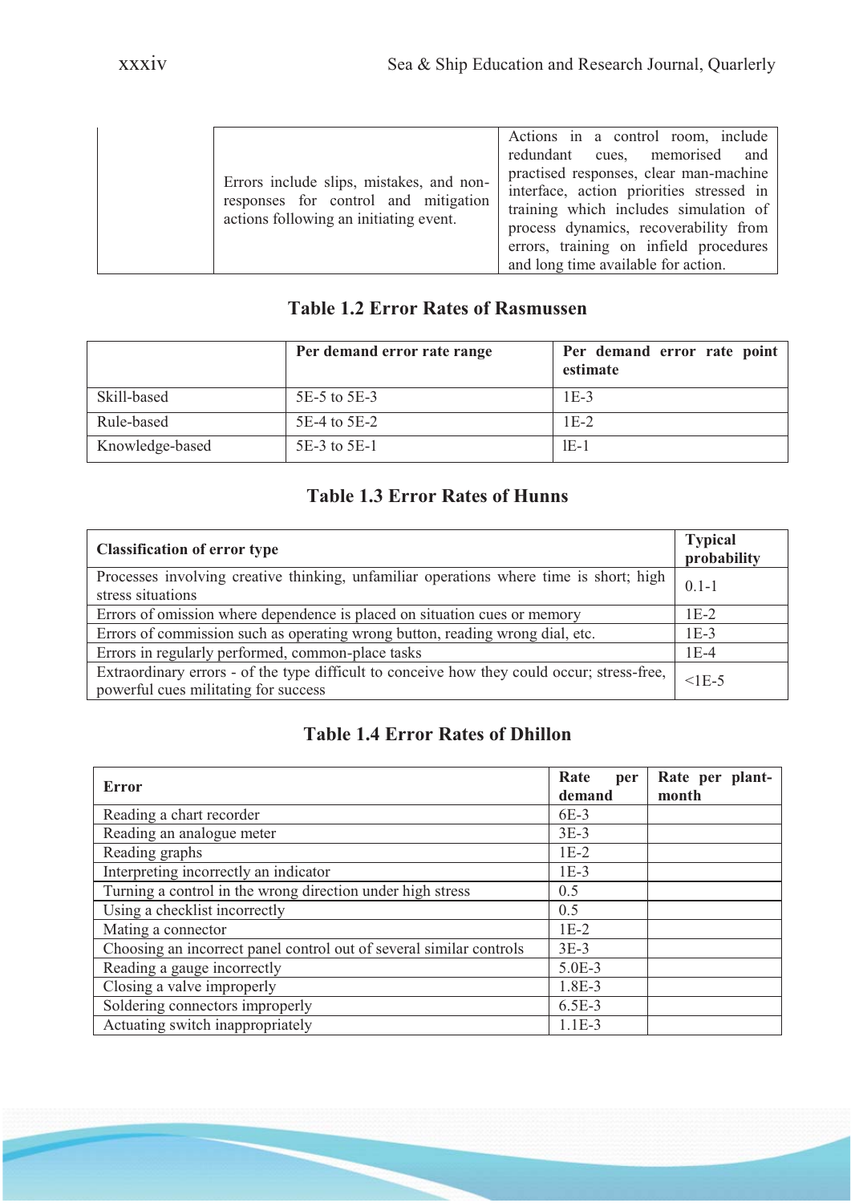|  | Errors include slips, mistakes, and non-responses for control and mitigation actions following an initiating event. | Actions in a control room, include redundant cues, memorised and practised responses, clear man-machine interface, action priorities stressed in training which includes simulation of process dynamics, recoverability from errors, training on infield procedures and long time available for action. |
|---|---|---|

### Table 1.2 Error Rates of Rasmussen

|  | **Per demand error rate range** | **Per demand error rate point estimate** |
|---|---|---|
| Skill-based | 5E-5 to 5E-3 | 1E-3 |
| Rule-based | 5E-4 to 5E-2 | 1E-2 |
| Knowledge-based | 5E-3 to 5E-1 | lE-1 |

### Table 1.3 Error Rates of Hunns

| **Classification of error type** | **Typical probability** |
|---|---|
| Processes involving creative thinking, unfamiliar operations where time is short; high stress situations | 0.1-1 |
| Errors of omission where dependence is placed on situation cues or memory | 1E-2 |
| Errors of commission such as operating wrong button, reading wrong dial, etc. | 1E-3 |
| Errors in regularly performed, common-place tasks | 1E-4 |
| Extraordinary errors - of the type difficult to conceive how they could occur; stress-free, powerful cues militating for success | <1E-5 |

### Table 1.4 Error Rates of Dhillon

| **Error** | **Rate per demand** | **Rate per plant-month** |
|---|---|---|
| Reading a chart recorder | 6E-3 |  |
| Reading an analogue meter | 3E-3 |  |
| Reading graphs | 1E-2 |  |
| Interpreting incorrectly an indicator | 1E-3 |  |
| Turning a control in the wrong direction under high stress | 0.5 |  |
| Using a checklist incorrectly | 0.5 |  |
| Mating a connector | 1E-2 |  |
| Choosing an incorrect panel control out of several similar controls | 3E-3 |  |
| Reading a gauge incorrectly | 5.0E-3 |  |
| Closing a valve improperly | 1.8E-3 |  |
| Soldering connectors improperly | 6.5E-3 |  |
| Actuating switch inappropriately | 1.1E-3 |  |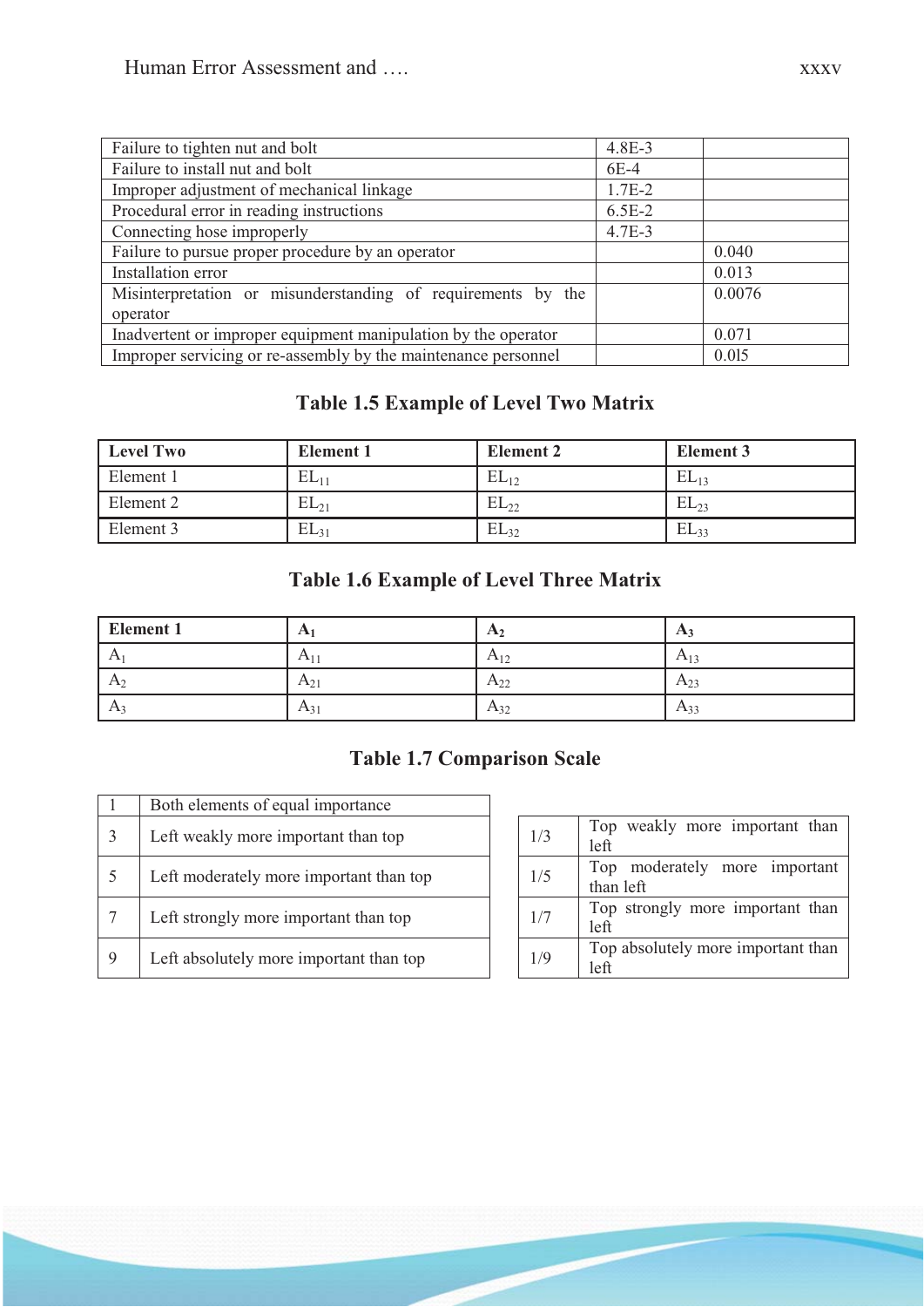| | | |
|---|---|---|
| Failure to tighten nut and bolt | 4.8E-3 | |
| Failure to install nut and bolt | 6E-4 | |
| Improper adjustment of mechanical linkage | 1.7E-2 | |
| Procedural error in reading instructions | 6.5E-2 | |
| Connecting hose improperly | 4.7E-3 | |
| Failure to pursue proper procedure by an operator | | 0.040 |
| Installation error | | 0.013 |
| Misinterpretation or misunderstanding of requirements by the operator | | 0.0076 |
| Inadvertent or improper equipment manipulation by the operator | | 0.071 |
| Improper servicing or re-assembly by the maintenance personnel | | 0.0l5 |

**Table 1.5 Example of Level Two Matrix**

| Level Two | Element 1 | Element 2 | Element 3 |
|---|---|---|---|
| Element 1 | $EL_{11}$ | $EL_{12}$ | $EL_{13}$ |
| Element 2 | $EL_{21}$ | $EL_{22}$ | $EL_{23}$ |
| Element 3 | $EL_{31}$ | $EL_{32}$ | $EL_{33}$ |

**Table 1.6 Example of Level Three Matrix**

| Element 1 | $A_1$ | $A_2$ | $A_3$ |
|---|---|---|---|
| $A_1$ | $A_{11}$ | $A_{12}$ | $A_{13}$ |
| $A_2$ | $A_{21}$ | $A_{22}$ | $A_{23}$ |
| $A_3$ | $A_{31}$ | $A_{32}$ | $A_{33}$ |

**Table 1.7 Comparison Scale**

| | | | |
|---|---|---|---|
| 1 | Both elements of equal importance | | |
| 3 | Left weakly more important than top | 1/3 | Top weakly more important than left |
| 5 | Left moderately more important than top | 1/5 | Top moderately more important than left |
| 7 | Left strongly more important than top | 1/7 | Top strongly more important than left |
| 9 | Left absolutely more important than top | 1/9 | Top absolutely more important than left |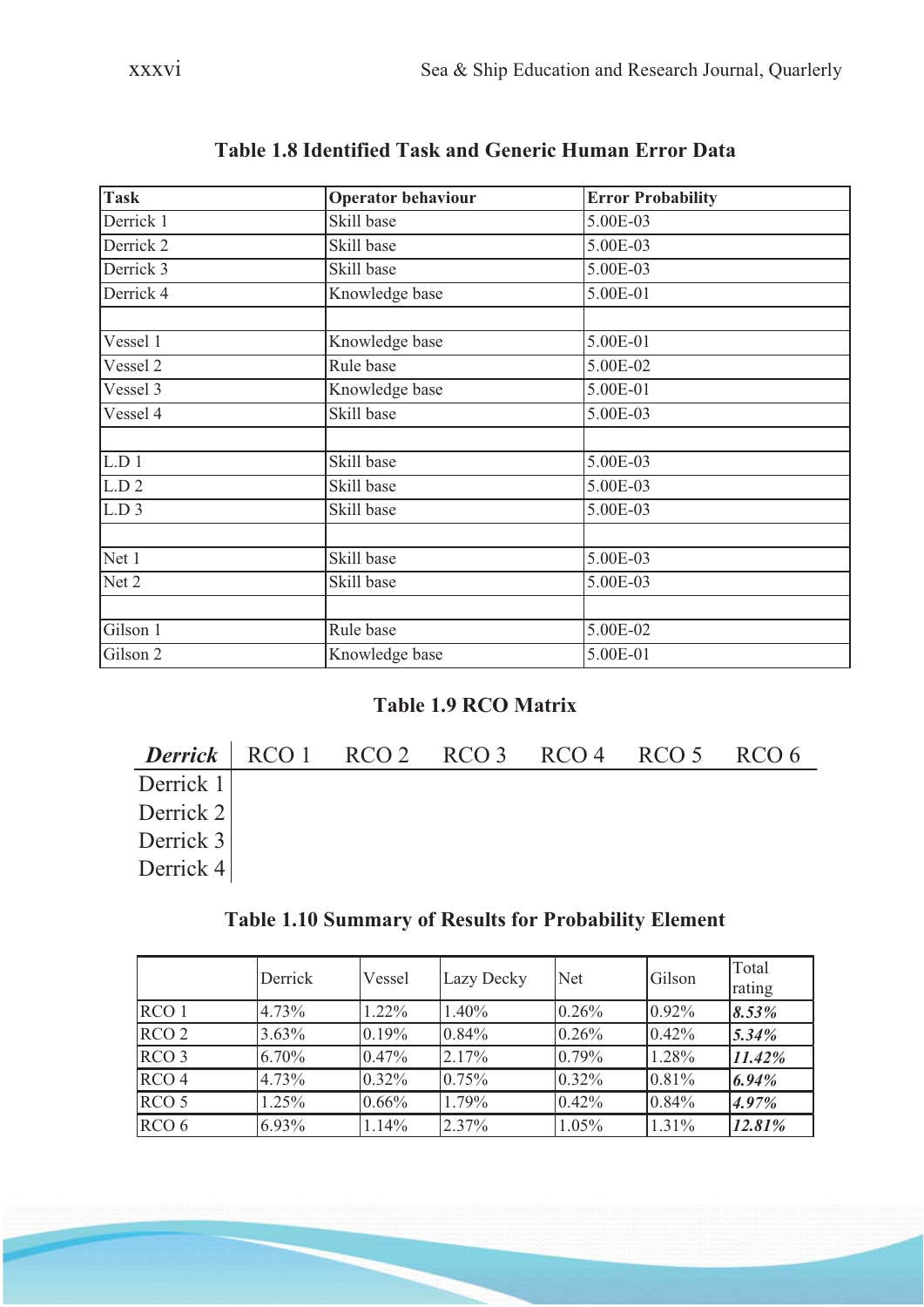**Table 1.8 Identified Task and Generic Human Error Data**

| Task | Operator behaviour | Error Probability |
|---|---|---|
| Derrick 1 | Skill base | 5.00E-03 |
| Derrick 2 | Skill base | 5.00E-03 |
| Derrick 3 | Skill base | 5.00E-03 |
| Derrick 4 | Knowledge base | 5.00E-01 |
| | | |
| Vessel 1 | Knowledge base | 5.00E-01 |
| Vessel 2 | Rule base | 5.00E-02 |
| Vessel 3 | Knowledge base | 5.00E-01 |
| Vessel 4 | Skill base | 5.00E-03 |
| | | |
| L.D 1 | Skill base | 5.00E-03 |
| L.D 2 | Skill base | 5.00E-03 |
| L.D 3 | Skill base | 5.00E-03 |
| | | |
| Net 1 | Skill base | 5.00E-03 |
| Net 2 | Skill base | 5.00E-03 |
| | | |
| Gilson 1 | Rule base | 5.00E-02 |
| Gilson 2 | Knowledge base | 5.00E-01 |

**Table 1.9 RCO Matrix**

| ***Derrick*** | RCO 1 | RCO 2 | RCO 3 | RCO 4 | RCO 5 | RCO 6 |
|---|---|---|---|---|---|---|
| Derrick 1 | | | | | | |
| Derrick 2 | | | | | | |
| Derrick 3 | | | | | | |
| Derrick 4 | | | | | | |

**Table 1.10 Summary of Results for Probability Element**

| | Derrick | Vessel | Lazy Decky | Net | Gilson | Total rating |
|---|---|---|---|---|---|---|
| RCO 1 | 4.73% | 1.22% | 1.40% | 0.26% | 0.92% | ***8.53%*** |
| RCO 2 | 3.63% | 0.19% | 0.84% | 0.26% | 0.42% | ***5.34%*** |
| RCO 3 | 6.70% | 0.47% | 2.17% | 0.79% | 1.28% | ***11.42%*** |
| RCO 4 | 4.73% | 0.32% | 0.75% | 0.32% | 0.81% | ***6.94%*** |
| RCO 5 | 1.25% | 0.66% | 1.79% | 0.42% | 0.84% | ***4.97%*** |
| RCO 6 | 6.93% | 1.14% | 2.37% | 1.05% | 1.31% | ***12.81%*** |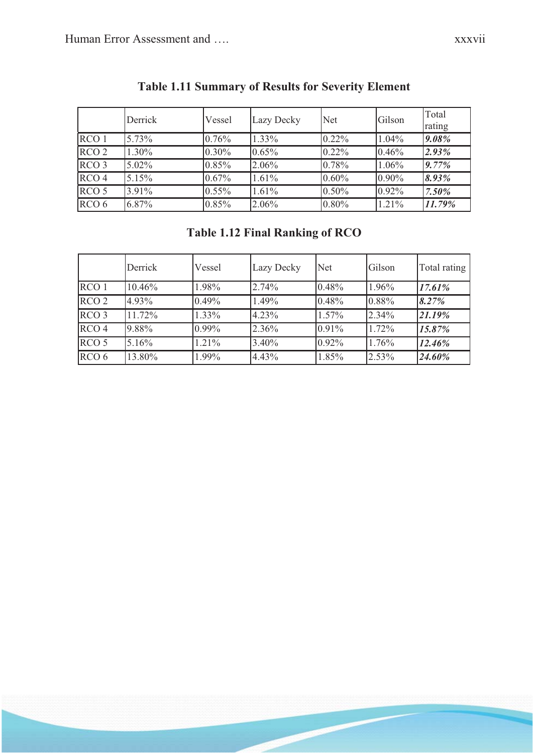**Table 1.11 Summary of Results for Severity Element**

| | Derrick | Vessel | Lazy Decky | Net | Gilson | Total rating |
|---|---|---|---|---|---|---|
| RCO 1 | 5.73% | 0.76% | 1.33% | 0.22% | 1.04% | ***9.08%*** |
| RCO 2 | 1.30% | 0.30% | 0.65% | 0.22% | 0.46% | ***2.93%*** |
| RCO 3 | 5.02% | 0.85% | 2.06% | 0.78% | 1.06% | ***9.77%*** |
| RCO 4 | 5.15% | 0.67% | 1.61% | 0.60% | 0.90% | ***8.93%*** |
| RCO 5 | 3.91% | 0.55% | 1.61% | 0.50% | 0.92% | ***7.50%*** |
| RCO 6 | 6.87% | 0.85% | 2.06% | 0.80% | 1.21% | ***11.79%*** |

**Table 1.12 Final Ranking of RCO**

| | Derrick | Vessel | Lazy Decky | Net | Gilson | Total rating |
|---|---|---|---|---|---|---|
| RCO 1 | 10.46% | 1.98% | 2.74% | 0.48% | 1.96% | ***17.61%*** |
| RCO 2 | 4.93% | 0.49% | 1.49% | 0.48% | 0.88% | ***8.27%*** |
| RCO 3 | 11.72% | 1.33% | 4.23% | 1.57% | 2.34% | ***21.19%*** |
| RCO 4 | 9.88% | 0.99% | 2.36% | 0.91% | 1.72% | ***15.87%*** |
| RCO 5 | 5.16% | 1.21% | 3.40% | 0.92% | 1.76% | ***12.46%*** |
| RCO 6 | 13.80% | 1.99% | 4.43% | 1.85% | 2.53% | ***24.60%*** |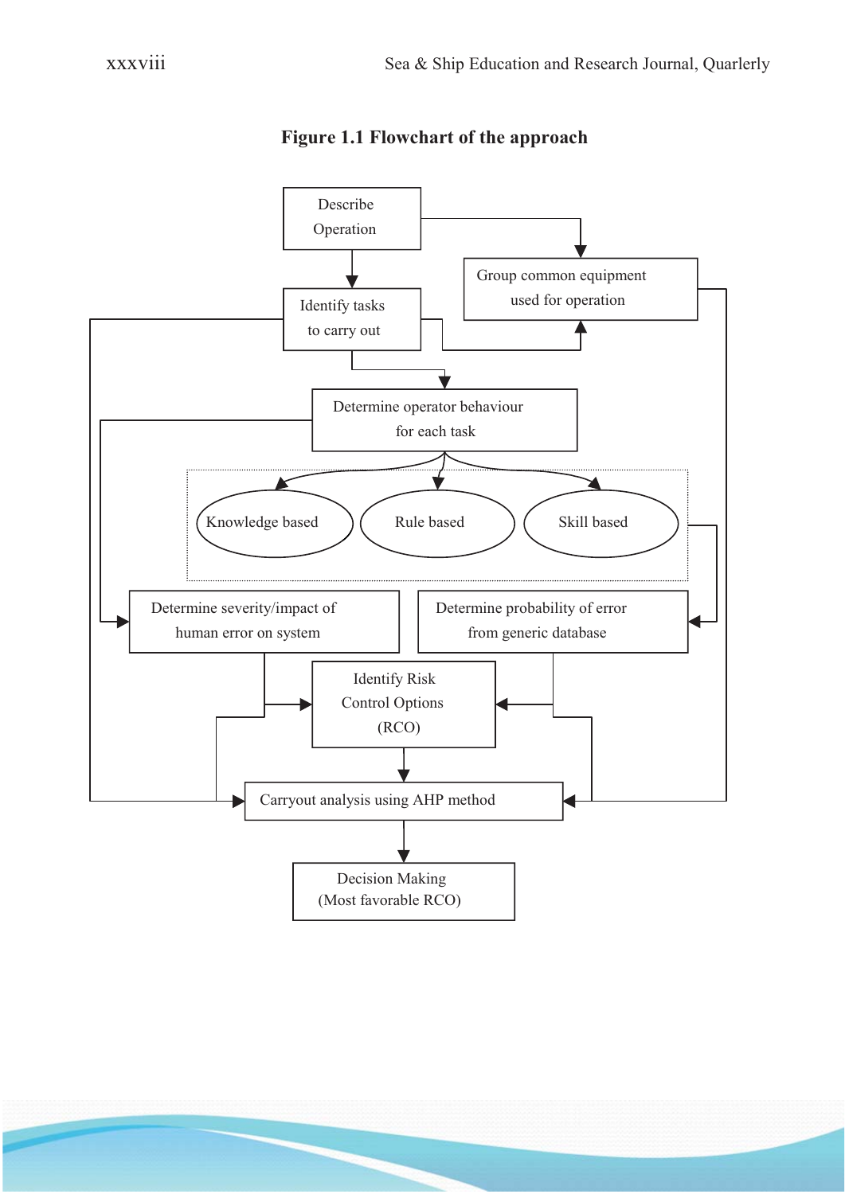**Figure 1.1 Flowchart of the approach**

Describe Operation

Group common equipment used for operation

Identify tasks to carry out

Determine operator behaviour for each task

Knowledge based

Rule based

Skill based

Determine severity/impact of human error on system

Determine probability of error from generic database

Identify Risk Control Options (RCO)

Carryout analysis using AHP method

Decision Making (Most favorable RCO)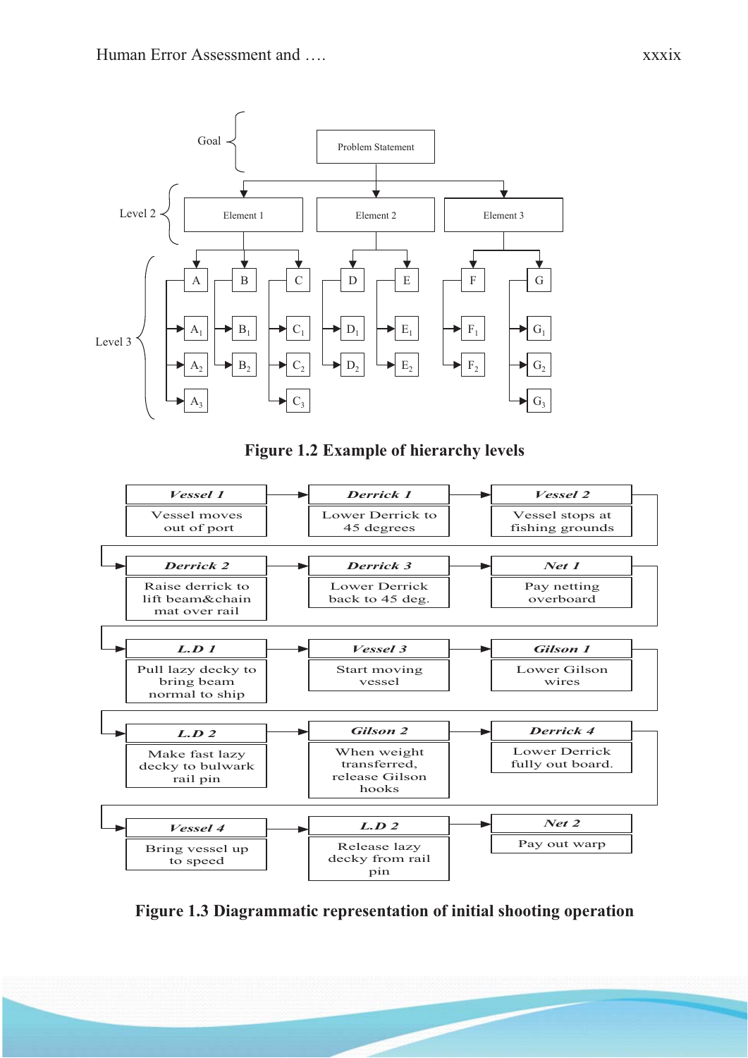Goal — Problem Statement

Level 2 — Element 1, Element 2, Element 3

Level 3 — A ($A_1$, $A_2$, $A_3$), B ($B_1$, $B_2$), C ($C_1$, $C_2$, $C_3$), D ($D_1$, $D_2$), E ($E_1$, $E_2$), F ($F_1$, $F_2$), G ($G_1$, $G_2$, $G_3$)

**Figure 1.2 Example of hierarchy levels**

| Step | Action |
| --- | --- |
| *Vessel 1* | Vessel moves out of port |
| *Derrick 1* | Lower Derrick to 45 degrees |
| *Vessel 2* | Vessel stops at fishing grounds |
| *Derrick 2* | Raise derrick to lift beam&chain mat over rail |
| *Derrick 3* | Lower Derrick back to 45 deg. |
| *Net 1* | Pay netting overboard |
| *L.D 1* | Pull lazy decky to bring beam normal to ship |
| *Vessel 3* | Start moving vessel |
| *Gilson 1* | Lower Gilson wires |
| *L.D 2* | Make fast lazy decky to bulwark rail pin |
| *Gilson 2* | When weight transferred, release Gilson hooks |
| *Derrick 4* | Lower Derrick fully out board. |
| *Vessel 4* | Bring vessel up to speed |
| *L.D 2* | Release lazy decky from rail pin |
| *Net 2* | Pay out warp |

**Figure 1.3 Diagrammatic representation of initial shooting operation**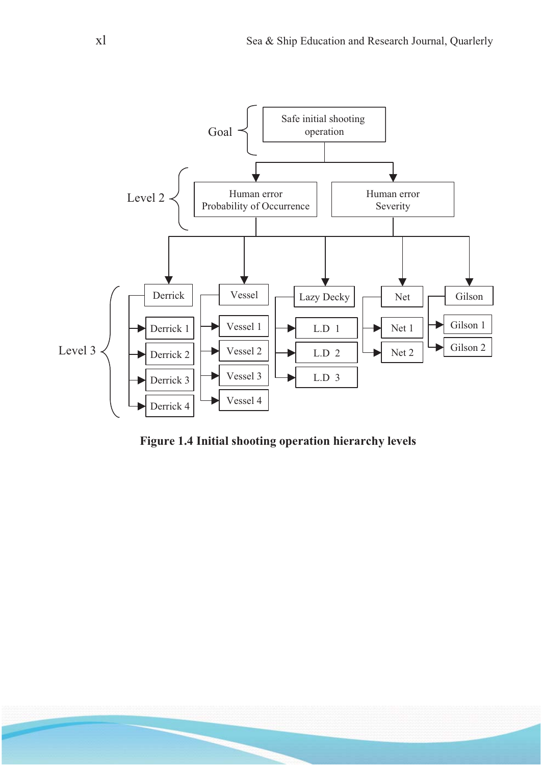Goal

Safe initial shooting operation

Level 2

Human error Probability of Occurrence

Human error Severity

Level 3

Derrick

Derrick 1

Derrick 2

Derrick 3

Derrick 4

Vessel

Vessel 1

Vessel 2

Vessel 3

Vessel 4

Lazy Decky

L.D 1

L.D 2

L.D 3

Net

Net 1

Net 2

Gilson

Gilson 1

Gilson 2

**Figure 1.4 Initial shooting operation hierarchy levels**